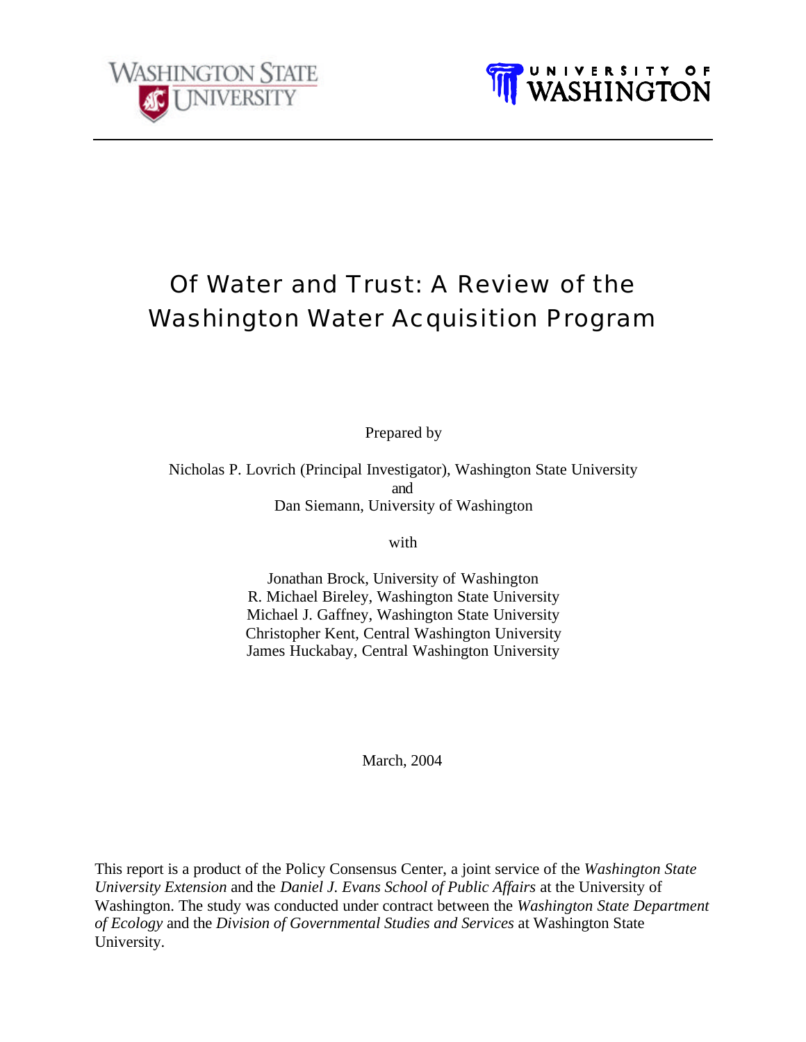WASHINGTON STATE UNIVERSITY

UNIVERSITY OF WASHINGTON

# Of Water and Trust: A Review of the Washington Water Acquisition Program

Prepared by

Nicholas P. Lovrich (Principal Investigator), Washington State University
and
Dan Siemann, University of Washington

with

Jonathan Brock, University of Washington
R. Michael Bireley, Washington State University
Michael J. Gaffney, Washington State University
Christopher Kent, Central Washington University
James Huckabay, Central Washington University

March, 2004

This report is a product of the Policy Consensus Center, a joint service of the *Washington State University Extension* and the *Daniel J. Evans School of Public Affairs* at the University of Washington. The study was conducted under contract between the *Washington State Department of Ecology* and the *Division of Governmental Studies and Services* at Washington State University.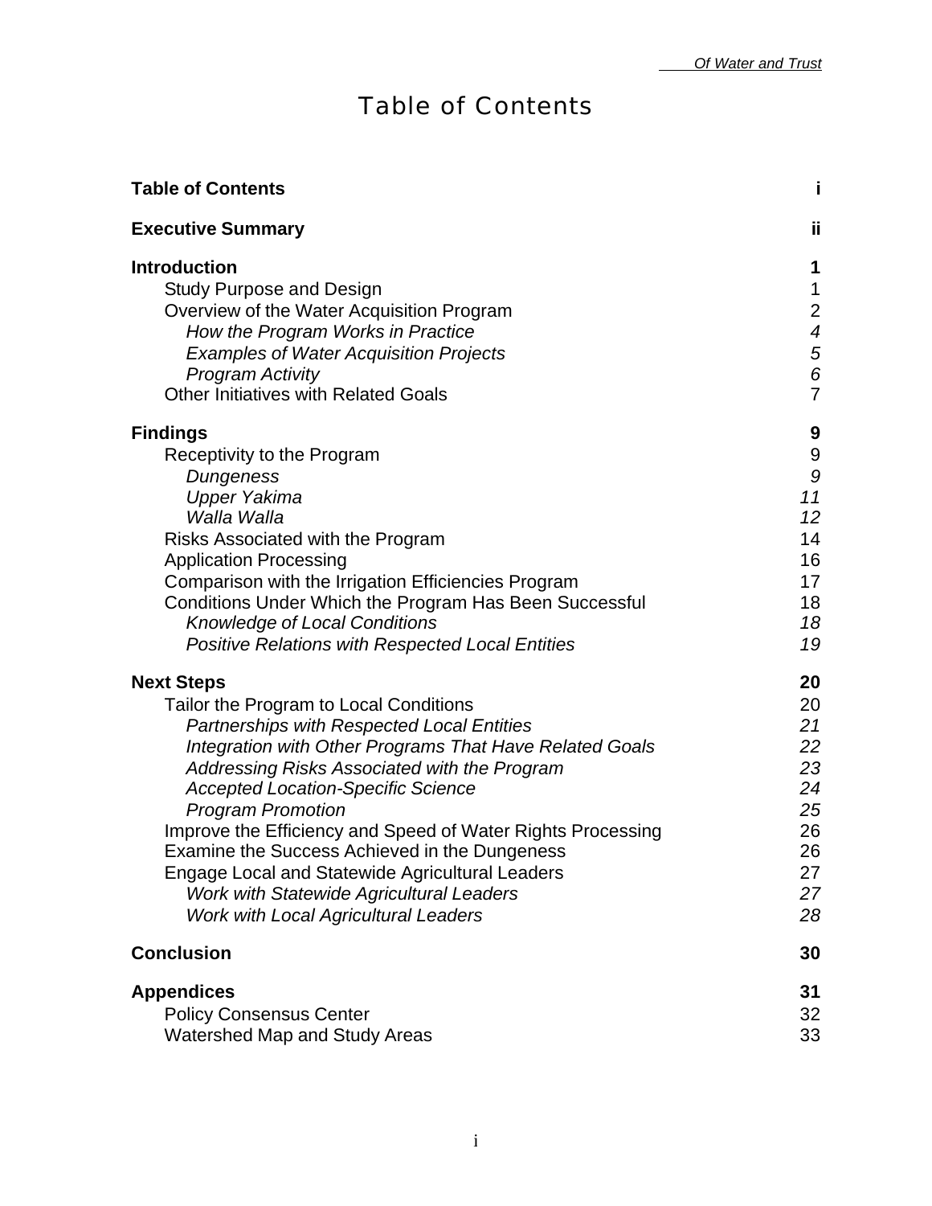# Table of Contents

| | |
|---|---|
| **Table of Contents** | **i** |
| **Executive Summary** | **ii** |
| **Introduction** | **1** |
| Study Purpose and Design | 1 |
| Overview of the Water Acquisition Program | 2 |
| *How the Program Works in Practice* | *4* |
| *Examples of Water Acquisition Projects* | *5* |
| *Program Activity* | *6* |
| Other Initiatives with Related Goals | 7 |
| **Findings** | **9** |
| Receptivity to the Program | 9 |
| *Dungeness* | *9* |
| *Upper Yakima* | *11* |
| *Walla Walla* | *12* |
| Risks Associated with the Program | 14 |
| Application Processing | 16 |
| Comparison with the Irrigation Efficiencies Program | 17 |
| Conditions Under Which the Program Has Been Successful | 18 |
| *Knowledge of Local Conditions* | *18* |
| *Positive Relations with Respected Local Entities* | *19* |
| **Next Steps** | **20** |
| Tailor the Program to Local Conditions | 20 |
| *Partnerships with Respected Local Entities* | *21* |
| *Integration with Other Programs That Have Related Goals* | *22* |
| *Addressing Risks Associated with the Program* | *23* |
| *Accepted Location-Specific Science* | *24* |
| *Program Promotion* | *25* |
| Improve the Efficiency and Speed of Water Rights Processing | 26 |
| Examine the Success Achieved in the Dungeness | 26 |
| Engage Local and Statewide Agricultural Leaders | 27 |
| *Work with Statewide Agricultural Leaders* | *27* |
| *Work with Local Agricultural Leaders* | *28* |
| **Conclusion** | **30** |
| **Appendices** | **31** |
| Policy Consensus Center | 32 |
| Watershed Map and Study Areas | 33 |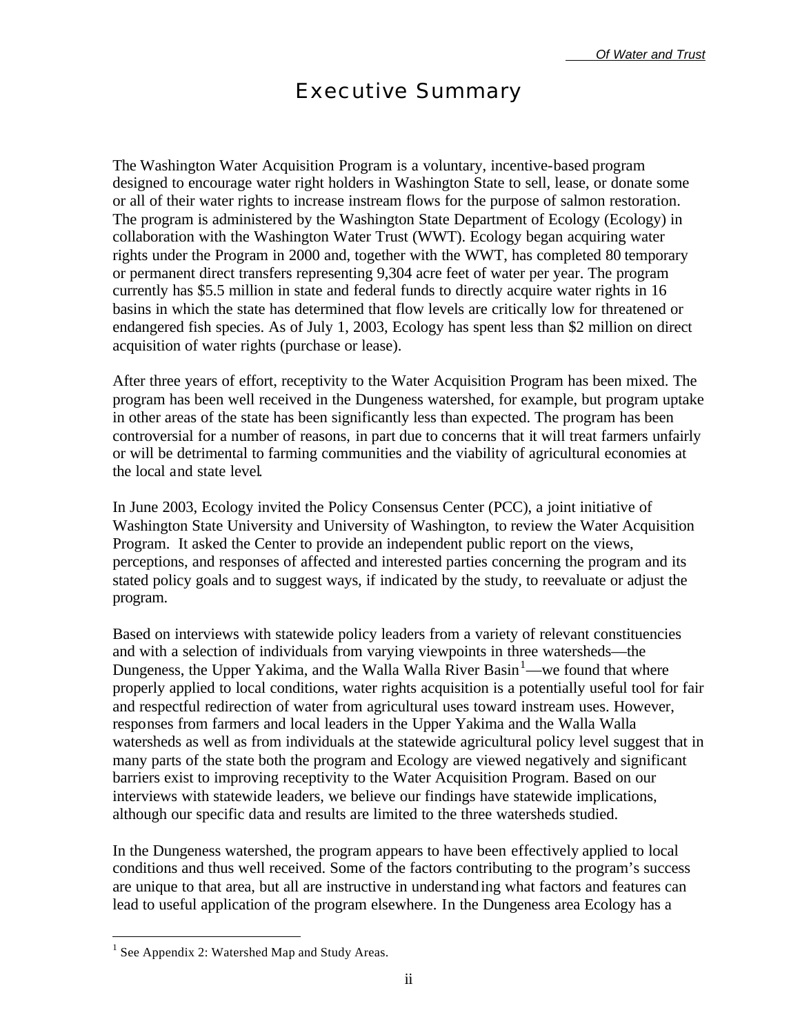# Executive Summary

The Washington Water Acquisition Program is a voluntary, incentive-based program designed to encourage water right holders in Washington State to sell, lease, or donate some or all of their water rights to increase instream flows for the purpose of salmon restoration. The program is administered by the Washington State Department of Ecology (Ecology) in collaboration with the Washington Water Trust (WWT). Ecology began acquiring water rights under the Program in 2000 and, together with the WWT, has completed 80 temporary or permanent direct transfers representing 9,304 acre feet of water per year. The program currently has $5.5 million in state and federal funds to directly acquire water rights in 16 basins in which the state has determined that flow levels are critically low for threatened or endangered fish species. As of July 1, 2003, Ecology has spent less than $2 million on direct acquisition of water rights (purchase or lease).

After three years of effort, receptivity to the Water Acquisition Program has been mixed. The program has been well received in the Dungeness watershed, for example, but program uptake in other areas of the state has been significantly less than expected. The program has been controversial for a number of reasons, in part due to concerns that it will treat farmers unfairly or will be detrimental to farming communities and the viability of agricultural economies at the local and state level.

In June 2003, Ecology invited the Policy Consensus Center (PCC), a joint initiative of Washington State University and University of Washington, to review the Water Acquisition Program. It asked the Center to provide an independent public report on the views, perceptions, and responses of affected and interested parties concerning the program and its stated policy goals and to suggest ways, if indicated by the study, to reevaluate or adjust the program.

Based on interviews with statewide policy leaders from a variety of relevant constituencies and with a selection of individuals from varying viewpoints in three watersheds—the Dungeness, the Upper Yakima, and the Walla Walla River Basin[1]—we found that where properly applied to local conditions, water rights acquisition is a potentially useful tool for fair and respectful redirection of water from agricultural uses toward instream uses. However, responses from farmers and local leaders in the Upper Yakima and the Walla Walla watersheds as well as from individuals at the statewide agricultural policy level suggest that in many parts of the state both the program and Ecology are viewed negatively and significant barriers exist to improving receptivity to the Water Acquisition Program. Based on our interviews with statewide leaders, we believe our findings have statewide implications, although our specific data and results are limited to the three watersheds studied.

In the Dungeness watershed, the program appears to have been effectively applied to local conditions and thus well received. Some of the factors contributing to the program's success are unique to that area, but all are instructive in understanding what factors and features can lead to useful application of the program elsewhere. In the Dungeness area Ecology has a

[1] See Appendix 2: Watershed Map and Study Areas.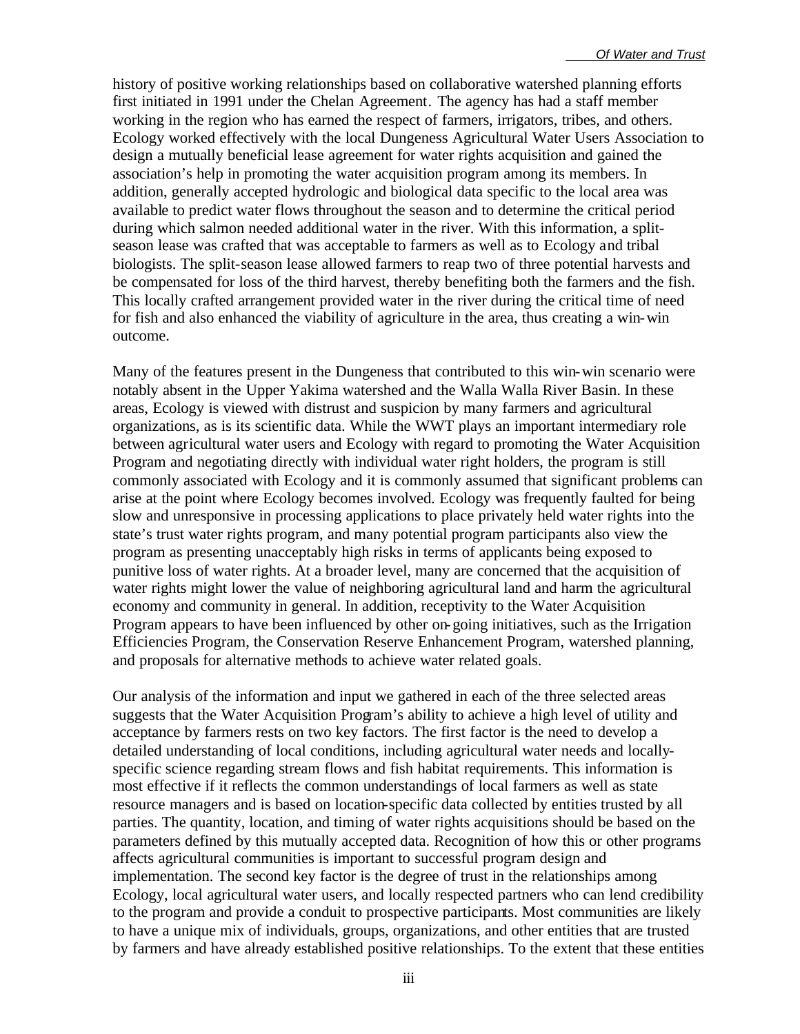history of positive working relationships based on collaborative watershed planning efforts first initiated in 1991 under the Chelan Agreement. The agency has had a staff member working in the region who has earned the respect of farmers, irrigators, tribes, and others. Ecology worked effectively with the local Dungeness Agricultural Water Users Association to design a mutually beneficial lease agreement for water rights acquisition and gained the association's help in promoting the water acquisition program among its members. In addition, generally accepted hydrologic and biological data specific to the local area was available to predict water flows throughout the season and to determine the critical period during which salmon needed additional water in the river. With this information, a split-season lease was crafted that was acceptable to farmers as well as to Ecology and tribal biologists. The split-season lease allowed farmers to reap two of three potential harvests and be compensated for loss of the third harvest, thereby benefiting both the farmers and the fish. This locally crafted arrangement provided water in the river during the critical time of need for fish and also enhanced the viability of agriculture in the area, thus creating a win-win outcome.

Many of the features present in the Dungeness that contributed to this win-win scenario were notably absent in the Upper Yakima watershed and the Walla Walla River Basin. In these areas, Ecology is viewed with distrust and suspicion by many farmers and agricultural organizations, as is its scientific data. While the WWT plays an important intermediary role between agricultural water users and Ecology with regard to promoting the Water Acquisition Program and negotiating directly with individual water right holders, the program is still commonly associated with Ecology and it is commonly assumed that significant problems can arise at the point where Ecology becomes involved. Ecology was frequently faulted for being slow and unresponsive in processing applications to place privately held water rights into the state's trust water rights program, and many potential program participants also view the program as presenting unacceptably high risks in terms of applicants being exposed to punitive loss of water rights. At a broader level, many are concerned that the acquisition of water rights might lower the value of neighboring agricultural land and harm the agricultural economy and community in general. In addition, receptivity to the Water Acquisition Program appears to have been influenced by other on-going initiatives, such as the Irrigation Efficiencies Program, the Conservation Reserve Enhancement Program, watershed planning, and proposals for alternative methods to achieve water related goals.

Our analysis of the information and input we gathered in each of the three selected areas suggests that the Water Acquisition Program's ability to achieve a high level of utility and acceptance by farmers rests on two key factors. The first factor is the need to develop a detailed understanding of local conditions, including agricultural water needs and locally-specific science regarding stream flows and fish habitat requirements. This information is most effective if it reflects the common understandings of local farmers as well as state resource managers and is based on location-specific data collected by entities trusted by all parties. The quantity, location, and timing of water rights acquisitions should be based on the parameters defined by this mutually accepted data. Recognition of how this or other programs affects agricultural communities is important to successful program design and implementation. The second key factor is the degree of trust in the relationships among Ecology, local agricultural water users, and locally respected partners who can lend credibility to the program and provide a conduit to prospective participants. Most communities are likely to have a unique mix of individuals, groups, organizations, and other entities that are trusted by farmers and have already established positive relationships. To the extent that these entities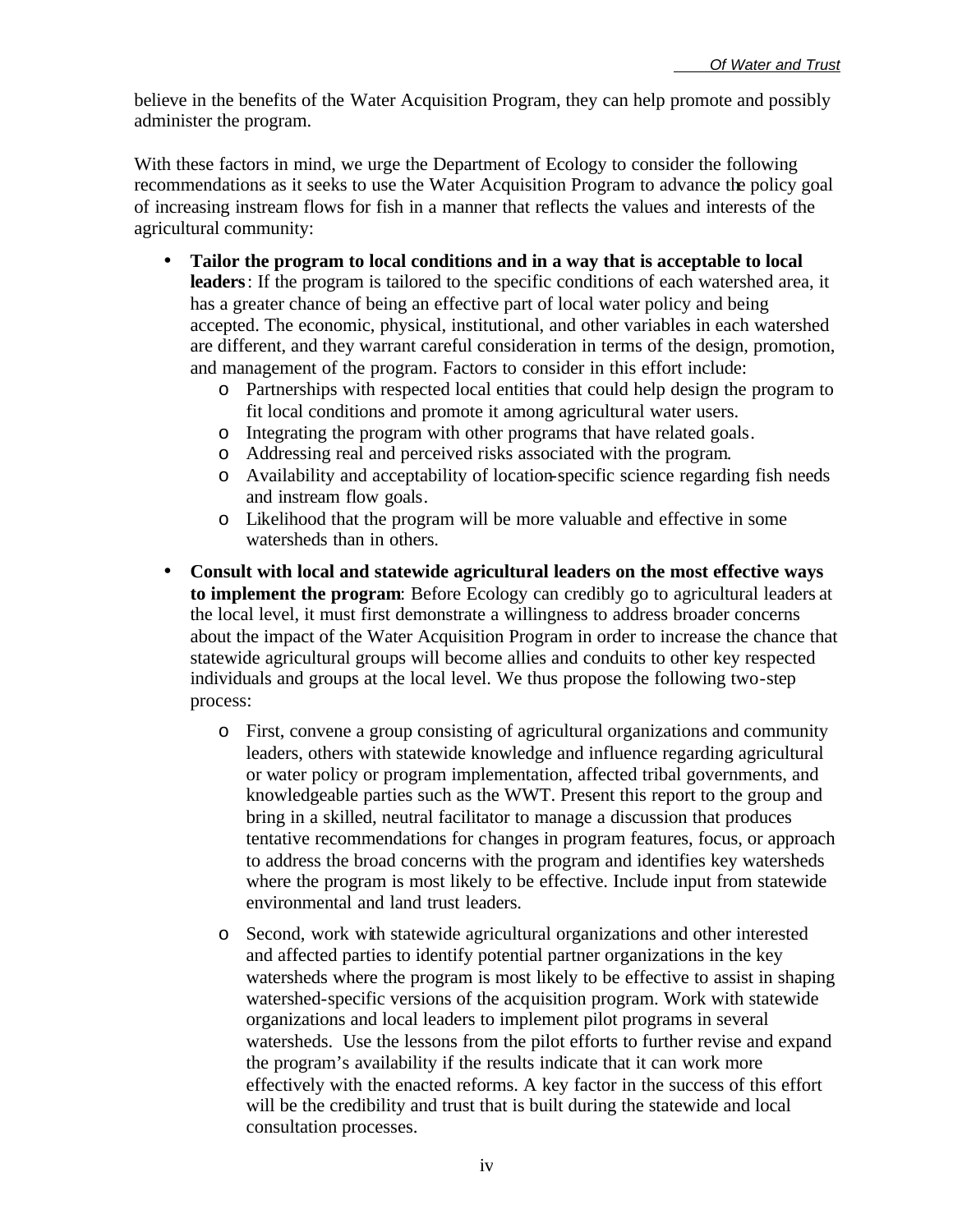believe in the benefits of the Water Acquisition Program, they can help promote and possibly administer the program.

With these factors in mind, we urge the Department of Ecology to consider the following recommendations as it seeks to use the Water Acquisition Program to advance the policy goal of increasing instream flows for fish in a manner that reflects the values and interests of the agricultural community:

- **Tailor the program to local conditions and in a way that is acceptable to local leaders**: If the program is tailored to the specific conditions of each watershed area, it has a greater chance of being an effective part of local water policy and being accepted. The economic, physical, institutional, and other variables in each watershed are different, and they warrant careful consideration in terms of the design, promotion, and management of the program. Factors to consider in this effort include:
  - Partnerships with respected local entities that could help design the program to fit local conditions and promote it among agricultural water users.
  - Integrating the program with other programs that have related goals.
  - Addressing real and perceived risks associated with the program.
  - Availability and acceptability of location-specific science regarding fish needs and instream flow goals.
  - Likelihood that the program will be more valuable and effective in some watersheds than in others.
- **Consult with local and statewide agricultural leaders on the most effective ways to implement the program**: Before Ecology can credibly go to agricultural leaders at the local level, it must first demonstrate a willingness to address broader concerns about the impact of the Water Acquisition Program in order to increase the chance that statewide agricultural groups will become allies and conduits to other key respected individuals and groups at the local level. We thus propose the following two-step process:
  - First, convene a group consisting of agricultural organizations and community leaders, others with statewide knowledge and influence regarding agricultural or water policy or program implementation, affected tribal governments, and knowledgeable parties such as the WWT. Present this report to the group and bring in a skilled, neutral facilitator to manage a discussion that produces tentative recommendations for changes in program features, focus, or approach to address the broad concerns with the program and identifies key watersheds where the program is most likely to be effective. Include input from statewide environmental and land trust leaders.
  - Second, work with statewide agricultural organizations and other interested and affected parties to identify potential partner organizations in the key watersheds where the program is most likely to be effective to assist in shaping watershed-specific versions of the acquisition program. Work with statewide organizations and local leaders to implement pilot programs in several watersheds. Use the lessons from the pilot efforts to further revise and expand the program's availability if the results indicate that it can work more effectively with the enacted reforms. A key factor in the success of this effort will be the credibility and trust that is built during the statewide and local consultation processes.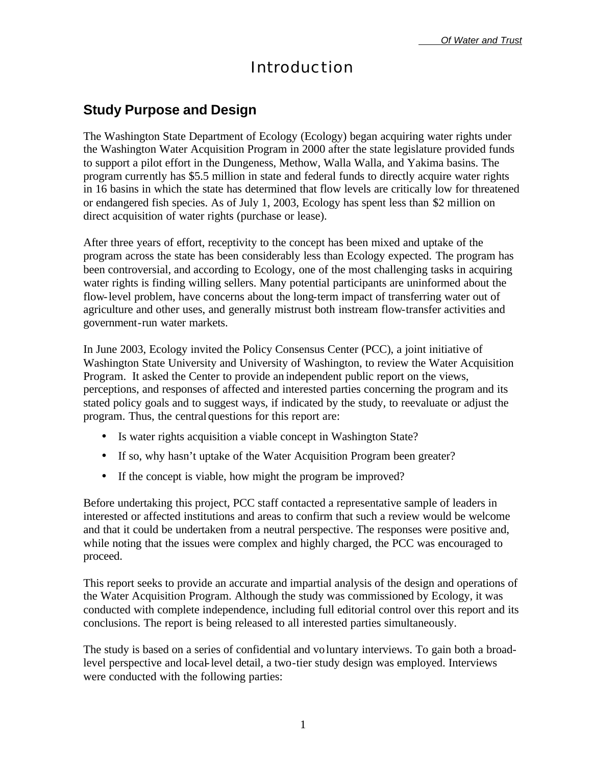# Introduction

## Study Purpose and Design

The Washington State Department of Ecology (Ecology) began acquiring water rights under the Washington Water Acquisition Program in 2000 after the state legislature provided funds to support a pilot effort in the Dungeness, Methow, Walla Walla, and Yakima basins. The program currently has $5.5 million in state and federal funds to directly acquire water rights in 16 basins in which the state has determined that flow levels are critically low for threatened or endangered fish species. As of July 1, 2003, Ecology has spent less than $2 million on direct acquisition of water rights (purchase or lease).

After three years of effort, receptivity to the concept has been mixed and uptake of the program across the state has been considerably less than Ecology expected. The program has been controversial, and according to Ecology, one of the most challenging tasks in acquiring water rights is finding willing sellers. Many potential participants are uninformed about the flow-level problem, have concerns about the long-term impact of transferring water out of agriculture and other uses, and generally mistrust both instream flow-transfer activities and government-run water markets.

In June 2003, Ecology invited the Policy Consensus Center (PCC), a joint initiative of Washington State University and University of Washington, to review the Water Acquisition Program. It asked the Center to provide an independent public report on the views, perceptions, and responses of affected and interested parties concerning the program and its stated policy goals and to suggest ways, if indicated by the study, to reevaluate or adjust the program. Thus, the central questions for this report are:

- Is water rights acquisition a viable concept in Washington State?
- If so, why hasn't uptake of the Water Acquisition Program been greater?
- If the concept is viable, how might the program be improved?

Before undertaking this project, PCC staff contacted a representative sample of leaders in interested or affected institutions and areas to confirm that such a review would be welcome and that it could be undertaken from a neutral perspective. The responses were positive and, while noting that the issues were complex and highly charged, the PCC was encouraged to proceed.

This report seeks to provide an accurate and impartial analysis of the design and operations of the Water Acquisition Program. Although the study was commissioned by Ecology, it was conducted with complete independence, including full editorial control over this report and its conclusions. The report is being released to all interested parties simultaneously.

The study is based on a series of confidential and voluntary interviews. To gain both a broad-level perspective and local-level detail, a two-tier study design was employed. Interviews were conducted with the following parties: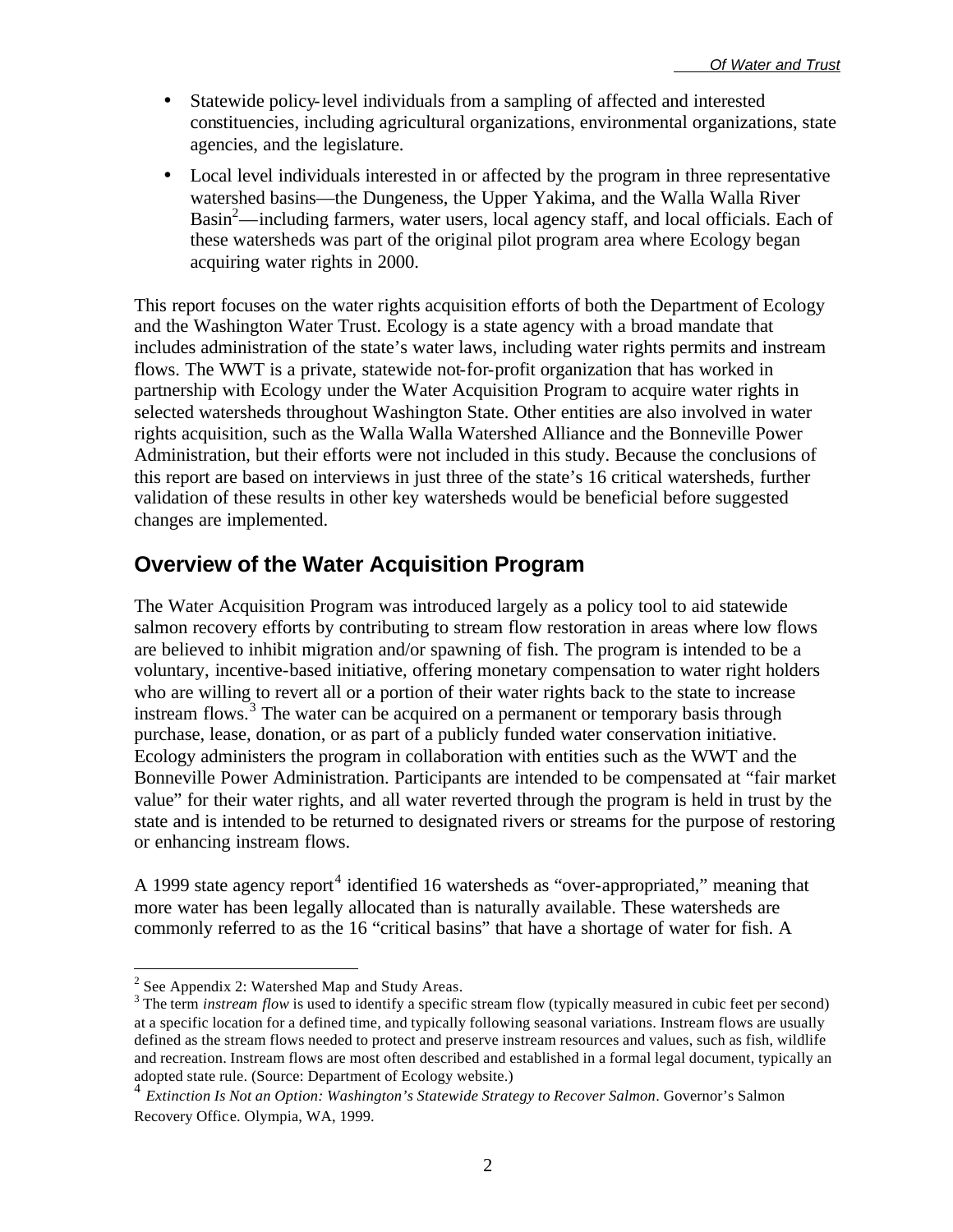- Statewide policy-level individuals from a sampling of affected and interested constituencies, including agricultural organizations, environmental organizations, state agencies, and the legislature.
- Local level individuals interested in or affected by the program in three representative watershed basins—the Dungeness, the Upper Yakima, and the Walla Walla River Basin[2]—including farmers, water users, local agency staff, and local officials. Each of these watersheds was part of the original pilot program area where Ecology began acquiring water rights in 2000.

This report focuses on the water rights acquisition efforts of both the Department of Ecology and the Washington Water Trust. Ecology is a state agency with a broad mandate that includes administration of the state's water laws, including water rights permits and instream flows. The WWT is a private, statewide not-for-profit organization that has worked in partnership with Ecology under the Water Acquisition Program to acquire water rights in selected watersheds throughout Washington State. Other entities are also involved in water rights acquisition, such as the Walla Walla Watershed Alliance and the Bonneville Power Administration, but their efforts were not included in this study. Because the conclusions of this report are based on interviews in just three of the state's 16 critical watersheds, further validation of these results in other key watersheds would be beneficial before suggested changes are implemented.

## Overview of the Water Acquisition Program

The Water Acquisition Program was introduced largely as a policy tool to aid statewide salmon recovery efforts by contributing to stream flow restoration in areas where low flows are believed to inhibit migration and/or spawning of fish. The program is intended to be a voluntary, incentive-based initiative, offering monetary compensation to water right holders who are willing to revert all or a portion of their water rights back to the state to increase instream flows.[3] The water can be acquired on a permanent or temporary basis through purchase, lease, donation, or as part of a publicly funded water conservation initiative. Ecology administers the program in collaboration with entities such as the WWT and the Bonneville Power Administration. Participants are intended to be compensated at "fair market value" for their water rights, and all water reverted through the program is held in trust by the state and is intended to be returned to designated rivers or streams for the purpose of restoring or enhancing instream flows.

A 1999 state agency report[4] identified 16 watersheds as "over-appropriated," meaning that more water has been legally allocated than is naturally available. These watersheds are commonly referred to as the 16 "critical basins" that have a shortage of water for fish. A

---

[2] See Appendix 2: Watershed Map and Study Areas.

[3] The term *instream flow* is used to identify a specific stream flow (typically measured in cubic feet per second) at a specific location for a defined time, and typically following seasonal variations. Instream flows are usually defined as the stream flows needed to protect and preserve instream resources and values, such as fish, wildlife and recreation. Instream flows are most often described and established in a formal legal document, typically an adopted state rule. (Source: Department of Ecology website.)

[4] *Extinction Is Not an Option: Washington's Statewide Strategy to Recover Salmon*. Governor's Salmon Recovery Office. Olympia, WA, 1999.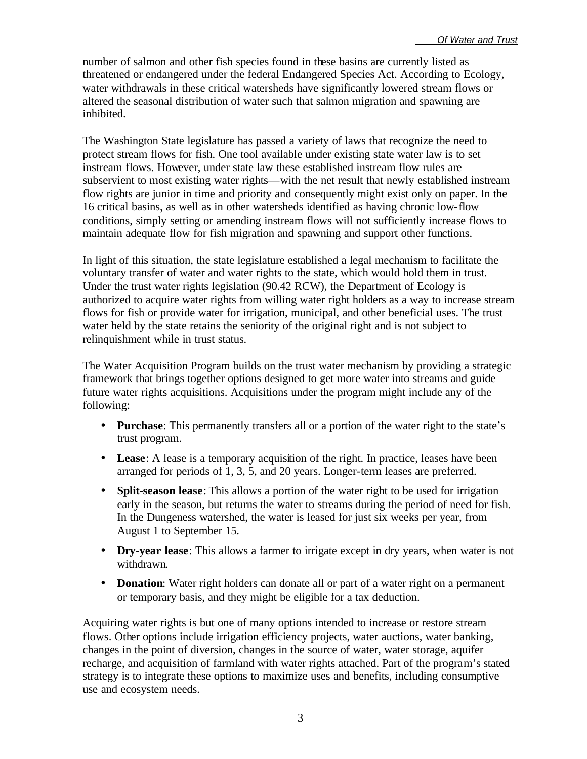number of salmon and other fish species found in these basins are currently listed as threatened or endangered under the federal Endangered Species Act. According to Ecology, water withdrawals in these critical watersheds have significantly lowered stream flows or altered the seasonal distribution of water such that salmon migration and spawning are inhibited.

The Washington State legislature has passed a variety of laws that recognize the need to protect stream flows for fish. One tool available under existing state water law is to set instream flows. However, under state law these established instream flow rules are subservient to most existing water rights—with the net result that newly established instream flow rights are junior in time and priority and consequently might exist only on paper. In the 16 critical basins, as well as in other watersheds identified as having chronic low-flow conditions, simply setting or amending instream flows will not sufficiently increase flows to maintain adequate flow for fish migration and spawning and support other functions.

In light of this situation, the state legislature established a legal mechanism to facilitate the voluntary transfer of water and water rights to the state, which would hold them in trust. Under the trust water rights legislation (90.42 RCW), the Department of Ecology is authorized to acquire water rights from willing water right holders as a way to increase stream flows for fish or provide water for irrigation, municipal, and other beneficial uses. The trust water held by the state retains the seniority of the original right and is not subject to relinquishment while in trust status.

The Water Acquisition Program builds on the trust water mechanism by providing a strategic framework that brings together options designed to get more water into streams and guide future water rights acquisitions. Acquisitions under the program might include any of the following:

- **Purchase**: This permanently transfers all or a portion of the water right to the state's trust program.
- **Lease**: A lease is a temporary acquisition of the right. In practice, leases have been arranged for periods of 1, 3, 5, and 20 years. Longer-term leases are preferred.
- **Split-season lease**: This allows a portion of the water right to be used for irrigation early in the season, but returns the water to streams during the period of need for fish. In the Dungeness watershed, the water is leased for just six weeks per year, from August 1 to September 15.
- **Dry-year lease**: This allows a farmer to irrigate except in dry years, when water is not withdrawn.
- **Donation**: Water right holders can donate all or part of a water right on a permanent or temporary basis, and they might be eligible for a tax deduction.

Acquiring water rights is but one of many options intended to increase or restore stream flows. Other options include irrigation efficiency projects, water auctions, water banking, changes in the point of diversion, changes in the source of water, water storage, aquifer recharge, and acquisition of farmland with water rights attached. Part of the program's stated strategy is to integrate these options to maximize uses and benefits, including consumptive use and ecosystem needs.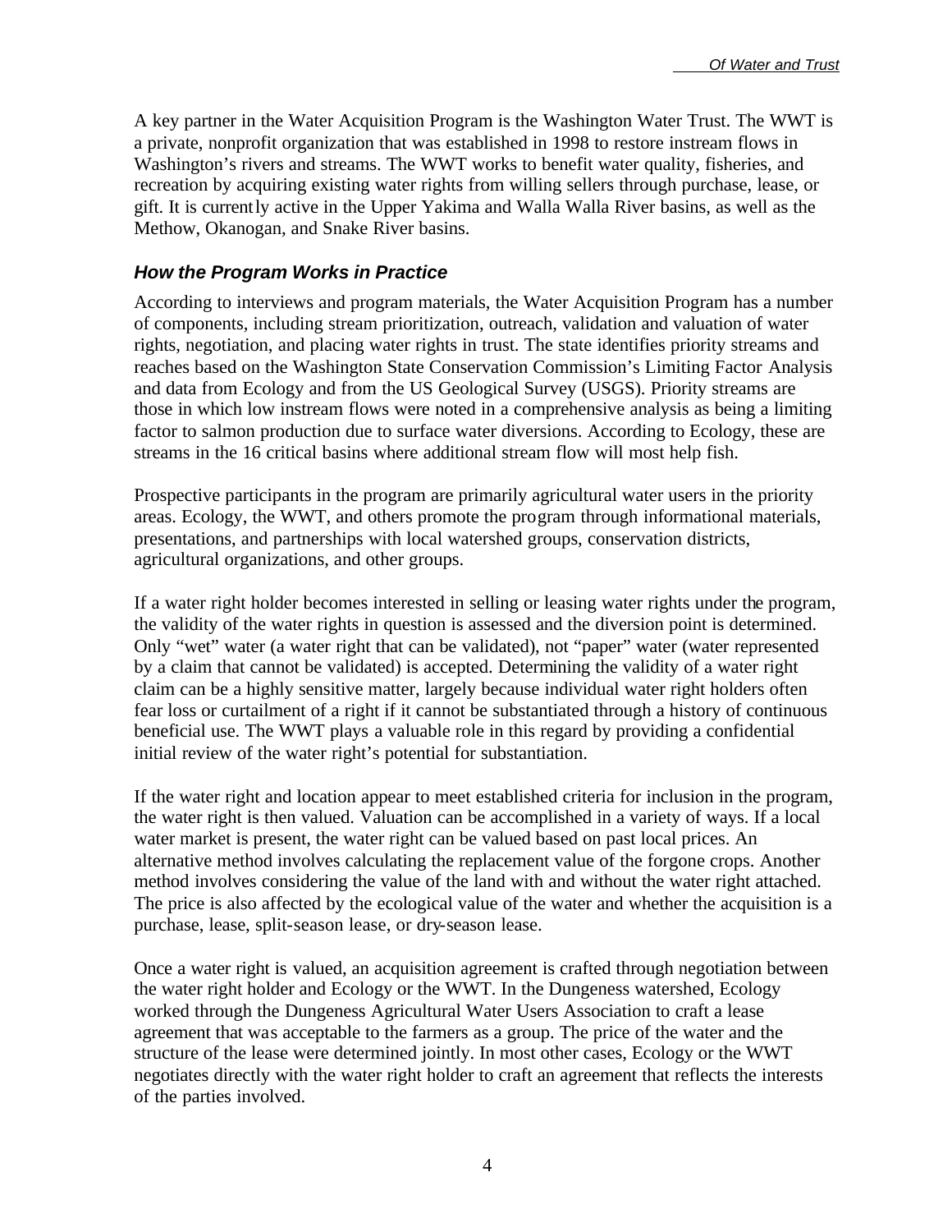A key partner in the Water Acquisition Program is the Washington Water Trust. The WWT is a private, nonprofit organization that was established in 1998 to restore instream flows in Washington's rivers and streams. The WWT works to benefit water quality, fisheries, and recreation by acquiring existing water rights from willing sellers through purchase, lease, or gift. It is currently active in the Upper Yakima and Walla Walla River basins, as well as the Methow, Okanogan, and Snake River basins.

### *How the Program Works in Practice*

According to interviews and program materials, the Water Acquisition Program has a number of components, including stream prioritization, outreach, validation and valuation of water rights, negotiation, and placing water rights in trust. The state identifies priority streams and reaches based on the Washington State Conservation Commission's Limiting Factor Analysis and data from Ecology and from the US Geological Survey (USGS). Priority streams are those in which low instream flows were noted in a comprehensive analysis as being a limiting factor to salmon production due to surface water diversions. According to Ecology, these are streams in the 16 critical basins where additional stream flow will most help fish.

Prospective participants in the program are primarily agricultural water users in the priority areas. Ecology, the WWT, and others promote the program through informational materials, presentations, and partnerships with local watershed groups, conservation districts, agricultural organizations, and other groups.

If a water right holder becomes interested in selling or leasing water rights under the program, the validity of the water rights in question is assessed and the diversion point is determined. Only "wet" water (a water right that can be validated), not "paper" water (water represented by a claim that cannot be validated) is accepted. Determining the validity of a water right claim can be a highly sensitive matter, largely because individual water right holders often fear loss or curtailment of a right if it cannot be substantiated through a history of continuous beneficial use. The WWT plays a valuable role in this regard by providing a confidential initial review of the water right's potential for substantiation.

If the water right and location appear to meet established criteria for inclusion in the program, the water right is then valued. Valuation can be accomplished in a variety of ways. If a local water market is present, the water right can be valued based on past local prices. An alternative method involves calculating the replacement value of the forgone crops. Another method involves considering the value of the land with and without the water right attached. The price is also affected by the ecological value of the water and whether the acquisition is a purchase, lease, split-season lease, or dry-season lease.

Once a water right is valued, an acquisition agreement is crafted through negotiation between the water right holder and Ecology or the WWT. In the Dungeness watershed, Ecology worked through the Dungeness Agricultural Water Users Association to craft a lease agreement that was acceptable to the farmers as a group. The price of the water and the structure of the lease were determined jointly. In most other cases, Ecology or the WWT negotiates directly with the water right holder to craft an agreement that reflects the interests of the parties involved.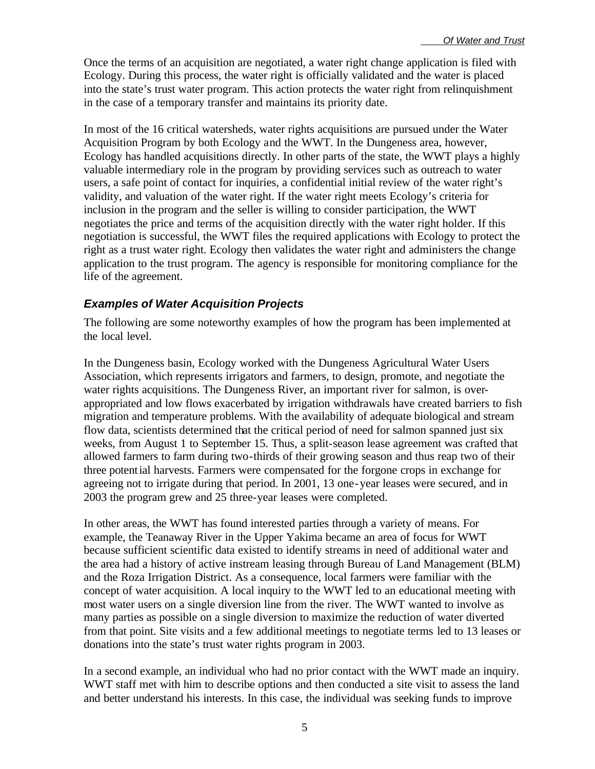Once the terms of an acquisition are negotiated, a water right change application is filed with Ecology. During this process, the water right is officially validated and the water is placed into the state's trust water program. This action protects the water right from relinquishment in the case of a temporary transfer and maintains its priority date.

In most of the 16 critical watersheds, water rights acquisitions are pursued under the Water Acquisition Program by both Ecology and the WWT. In the Dungeness area, however, Ecology has handled acquisitions directly. In other parts of the state, the WWT plays a highly valuable intermediary role in the program by providing services such as outreach to water users, a safe point of contact for inquiries, a confidential initial review of the water right's validity, and valuation of the water right. If the water right meets Ecology's criteria for inclusion in the program and the seller is willing to consider participation, the WWT negotiates the price and terms of the acquisition directly with the water right holder. If this negotiation is successful, the WWT files the required applications with Ecology to protect the right as a trust water right. Ecology then validates the water right and administers the change application to the trust program. The agency is responsible for monitoring compliance for the life of the agreement.

### *Examples of Water Acquisition Projects*

The following are some noteworthy examples of how the program has been implemented at the local level.

In the Dungeness basin, Ecology worked with the Dungeness Agricultural Water Users Association, which represents irrigators and farmers, to design, promote, and negotiate the water rights acquisitions. The Dungeness River, an important river for salmon, is over-appropriated and low flows exacerbated by irrigation withdrawals have created barriers to fish migration and temperature problems. With the availability of adequate biological and stream flow data, scientists determined that the critical period of need for salmon spanned just six weeks, from August 1 to September 15. Thus, a split-season lease agreement was crafted that allowed farmers to farm during two-thirds of their growing season and thus reap two of their three potential harvests. Farmers were compensated for the forgone crops in exchange for agreeing not to irrigate during that period. In 2001, 13 one-year leases were secured, and in 2003 the program grew and 25 three-year leases were completed.

In other areas, the WWT has found interested parties through a variety of means. For example, the Teanaway River in the Upper Yakima became an area of focus for WWT because sufficient scientific data existed to identify streams in need of additional water and the area had a history of active instream leasing through Bureau of Land Management (BLM) and the Roza Irrigation District. As a consequence, local farmers were familiar with the concept of water acquisition. A local inquiry to the WWT led to an educational meeting with most water users on a single diversion line from the river. The WWT wanted to involve as many parties as possible on a single diversion to maximize the reduction of water diverted from that point. Site visits and a few additional meetings to negotiate terms led to 13 leases or donations into the state's trust water rights program in 2003.

In a second example, an individual who had no prior contact with the WWT made an inquiry. WWT staff met with him to describe options and then conducted a site visit to assess the land and better understand his interests. In this case, the individual was seeking funds to improve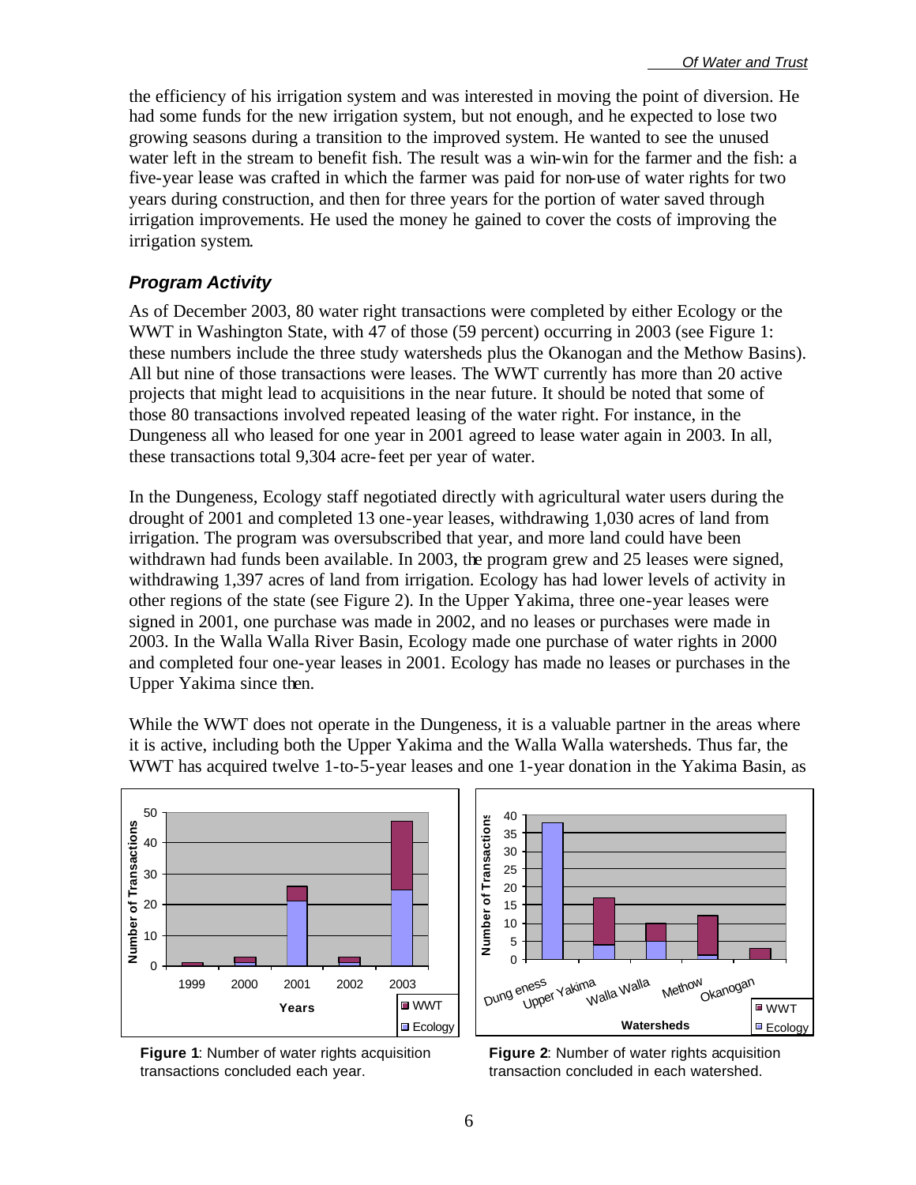the efficiency of his irrigation system and was interested in moving the point of diversion. He had some funds for the new irrigation system, but not enough, and he expected to lose two growing seasons during a transition to the improved system. He wanted to see the unused water left in the stream to benefit fish. The result was a win-win for the farmer and the fish: a five-year lease was crafted in which the farmer was paid for non-use of water rights for two years during construction, and then for three years for the portion of water saved through irrigation improvements. He used the money he gained to cover the costs of improving the irrigation system.

### *Program Activity*

As of December 2003, 80 water right transactions were completed by either Ecology or the WWT in Washington State, with 47 of those (59 percent) occurring in 2003 (see Figure 1: these numbers include the three study watersheds plus the Okanogan and the Methow Basins). All but nine of those transactions were leases. The WWT currently has more than 20 active projects that might lead to acquisitions in the near future. It should be noted that some of those 80 transactions involved repeated leasing of the water right. For instance, in the Dungeness all who leased for one year in 2001 agreed to lease water again in 2003. In all, these transactions total 9,304 acre-feet per year of water.

In the Dungeness, Ecology staff negotiated directly with agricultural water users during the drought of 2001 and completed 13 one-year leases, withdrawing 1,030 acres of land from irrigation. The program was oversubscribed that year, and more land could have been withdrawn had funds been available. In 2003, the program grew and 25 leases were signed, withdrawing 1,397 acres of land from irrigation. Ecology has had lower levels of activity in other regions of the state (see Figure 2). In the Upper Yakima, three one-year leases were signed in 2001, one purchase was made in 2002, and no leases or purchases were made in 2003. In the Walla Walla River Basin, Ecology made one purchase of water rights in 2000 and completed four one-year leases in 2001. Ecology has made no leases or purchases in the Upper Yakima since then.

While the WWT does not operate in the Dungeness, it is a valuable partner in the areas where it is active, including both the Upper Yakima and the Walla Walla watersheds. Thus far, the WWT has acquired twelve 1-to-5-year leases and one 1-year donation in the Yakima Basin, as

**Figure 1**: Number of water rights acquisition transactions concluded each year.

**Figure 2**: Number of water rights acquisition transaction concluded in each watershed.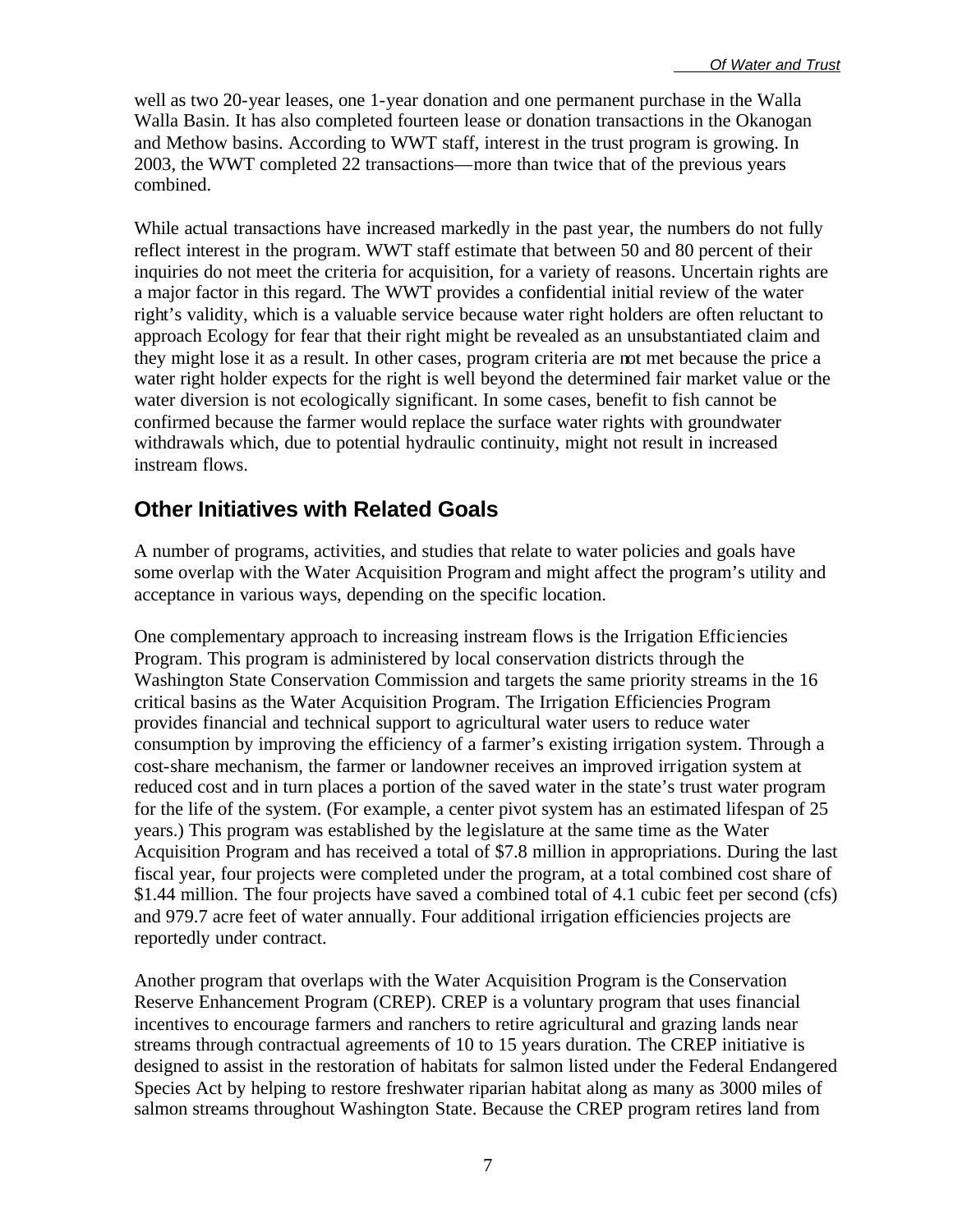well as two 20-year leases, one 1-year donation and one permanent purchase in the Walla Walla Basin. It has also completed fourteen lease or donation transactions in the Okanogan and Methow basins. According to WWT staff, interest in the trust program is growing. In 2003, the WWT completed 22 transactions—more than twice that of the previous years combined.

While actual transactions have increased markedly in the past year, the numbers do not fully reflect interest in the program. WWT staff estimate that between 50 and 80 percent of their inquiries do not meet the criteria for acquisition, for a variety of reasons. Uncertain rights are a major factor in this regard. The WWT provides a confidential initial review of the water right's validity, which is a valuable service because water right holders are often reluctant to approach Ecology for fear that their right might be revealed as an unsubstantiated claim and they might lose it as a result. In other cases, program criteria are not met because the price a water right holder expects for the right is well beyond the determined fair market value or the water diversion is not ecologically significant. In some cases, benefit to fish cannot be confirmed because the farmer would replace the surface water rights with groundwater withdrawals which, due to potential hydraulic continuity, might not result in increased instream flows.

## Other Initiatives with Related Goals

A number of programs, activities, and studies that relate to water policies and goals have some overlap with the Water Acquisition Program and might affect the program's utility and acceptance in various ways, depending on the specific location.

One complementary approach to increasing instream flows is the Irrigation Efficiencies Program. This program is administered by local conservation districts through the Washington State Conservation Commission and targets the same priority streams in the 16 critical basins as the Water Acquisition Program. The Irrigation Efficiencies Program provides financial and technical support to agricultural water users to reduce water consumption by improving the efficiency of a farmer's existing irrigation system. Through a cost-share mechanism, the farmer or landowner receives an improved irrigation system at reduced cost and in turn places a portion of the saved water in the state's trust water program for the life of the system. (For example, a center pivot system has an estimated lifespan of 25 years.) This program was established by the legislature at the same time as the Water Acquisition Program and has received a total of $7.8 million in appropriations. During the last fiscal year, four projects were completed under the program, at a total combined cost share of $1.44 million. The four projects have saved a combined total of 4.1 cubic feet per second (cfs) and 979.7 acre feet of water annually. Four additional irrigation efficiencies projects are reportedly under contract.

Another program that overlaps with the Water Acquisition Program is the Conservation Reserve Enhancement Program (CREP). CREP is a voluntary program that uses financial incentives to encourage farmers and ranchers to retire agricultural and grazing lands near streams through contractual agreements of 10 to 15 years duration. The CREP initiative is designed to assist in the restoration of habitats for salmon listed under the Federal Endangered Species Act by helping to restore freshwater riparian habitat along as many as 3000 miles of salmon streams throughout Washington State. Because the CREP program retires land from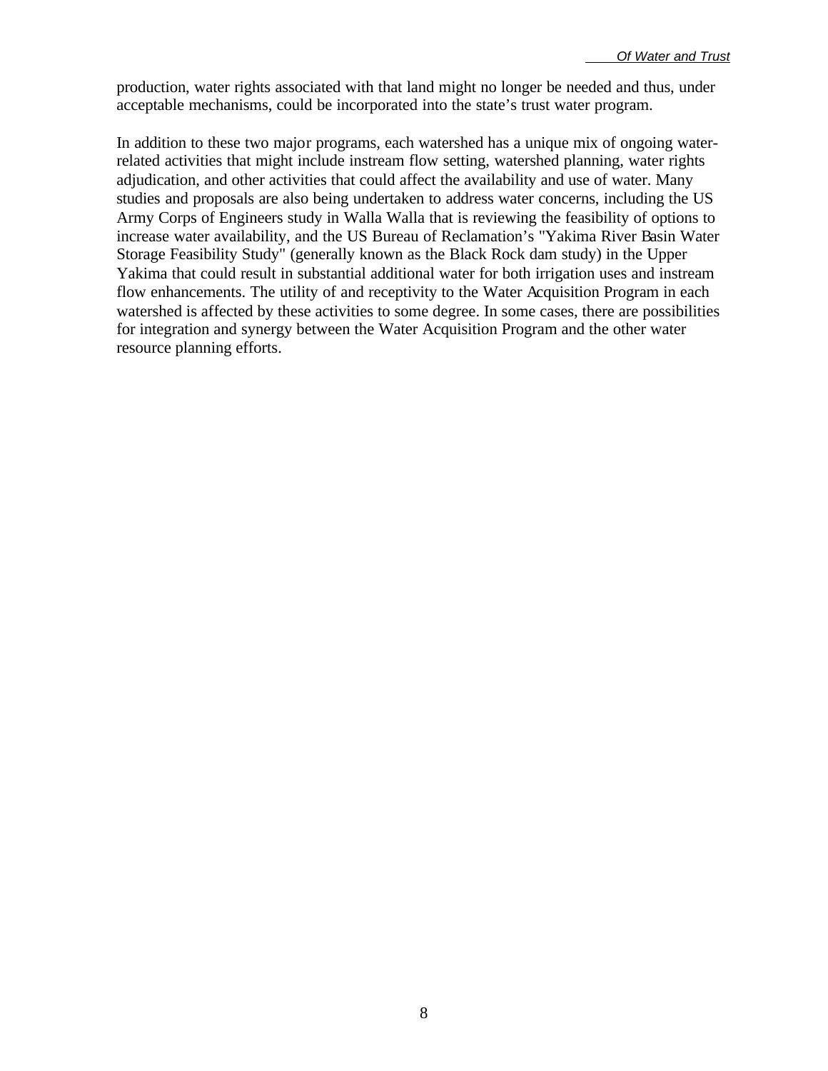production, water rights associated with that land might no longer be needed and thus, under acceptable mechanisms, could be incorporated into the state's trust water program.

In addition to these two major programs, each watershed has a unique mix of ongoing water-related activities that might include instream flow setting, watershed planning, water rights adjudication, and other activities that could affect the availability and use of water. Many studies and proposals are also being undertaken to address water concerns, including the US Army Corps of Engineers study in Walla Walla that is reviewing the feasibility of options to increase water availability, and the US Bureau of Reclamation's "Yakima River Basin Water Storage Feasibility Study" (generally known as the Black Rock dam study) in the Upper Yakima that could result in substantial additional water for both irrigation uses and instream flow enhancements. The utility of and receptivity to the Water Acquisition Program in each watershed is affected by these activities to some degree. In some cases, there are possibilities for integration and synergy between the Water Acquisition Program and the other water resource planning efforts.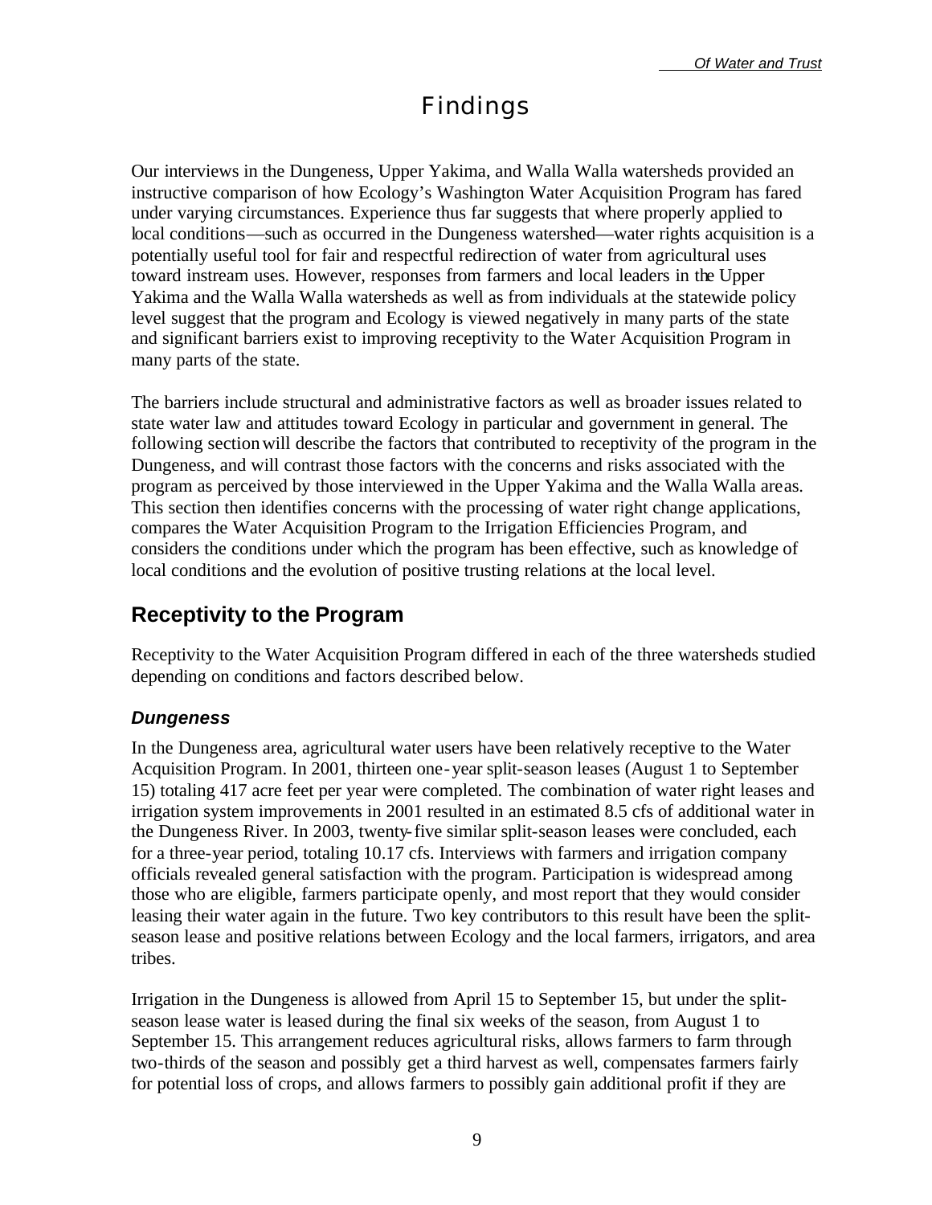# Findings

Our interviews in the Dungeness, Upper Yakima, and Walla Walla watersheds provided an instructive comparison of how Ecology's Washington Water Acquisition Program has fared under varying circumstances. Experience thus far suggests that where properly applied to local conditions—such as occurred in the Dungeness watershed—water rights acquisition is a potentially useful tool for fair and respectful redirection of water from agricultural uses toward instream uses. However, responses from farmers and local leaders in the Upper Yakima and the Walla Walla watersheds as well as from individuals at the statewide policy level suggest that the program and Ecology is viewed negatively in many parts of the state and significant barriers exist to improving receptivity to the Water Acquisition Program in many parts of the state.

The barriers include structural and administrative factors as well as broader issues related to state water law and attitudes toward Ecology in particular and government in general. The following section will describe the factors that contributed to receptivity of the program in the Dungeness, and will contrast those factors with the concerns and risks associated with the program as perceived by those interviewed in the Upper Yakima and the Walla Walla areas. This section then identifies concerns with the processing of water right change applications, compares the Water Acquisition Program to the Irrigation Efficiencies Program, and considers the conditions under which the program has been effective, such as knowledge of local conditions and the evolution of positive trusting relations at the local level.

## Receptivity to the Program

Receptivity to the Water Acquisition Program differed in each of the three watersheds studied depending on conditions and factors described below.

### *Dungeness*

In the Dungeness area, agricultural water users have been relatively receptive to the Water Acquisition Program. In 2001, thirteen one-year split-season leases (August 1 to September 15) totaling 417 acre feet per year were completed. The combination of water right leases and irrigation system improvements in 2001 resulted in an estimated 8.5 cfs of additional water in the Dungeness River. In 2003, twenty-five similar split-season leases were concluded, each for a three-year period, totaling 10.17 cfs. Interviews with farmers and irrigation company officials revealed general satisfaction with the program. Participation is widespread among those who are eligible, farmers participate openly, and most report that they would consider leasing their water again in the future. Two key contributors to this result have been the split-season lease and positive relations between Ecology and the local farmers, irrigators, and area tribes.

Irrigation in the Dungeness is allowed from April 15 to September 15, but under the split-season lease water is leased during the final six weeks of the season, from August 1 to September 15. This arrangement reduces agricultural risks, allows farmers to farm through two-thirds of the season and possibly get a third harvest as well, compensates farmers fairly for potential loss of crops, and allows farmers to possibly gain additional profit if they are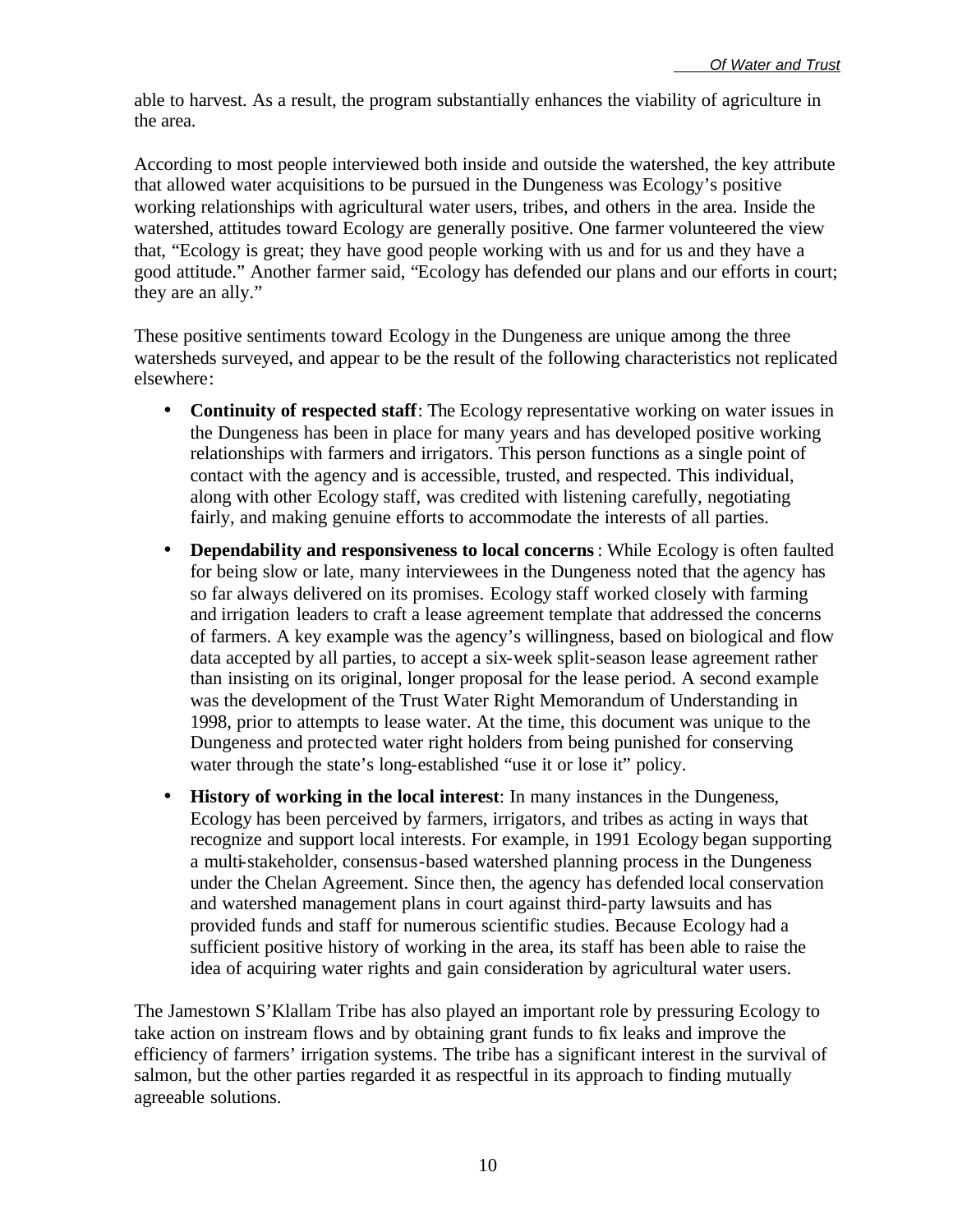able to harvest. As a result, the program substantially enhances the viability of agriculture in the area.

According to most people interviewed both inside and outside the watershed, the key attribute that allowed water acquisitions to be pursued in the Dungeness was Ecology's positive working relationships with agricultural water users, tribes, and others in the area. Inside the watershed, attitudes toward Ecology are generally positive. One farmer volunteered the view that, "Ecology is great; they have good people working with us and for us and they have a good attitude." Another farmer said, "Ecology has defended our plans and our efforts in court; they are an ally."

These positive sentiments toward Ecology in the Dungeness are unique among the three watersheds surveyed, and appear to be the result of the following characteristics not replicated elsewhere:

- **Continuity of respected staff**: The Ecology representative working on water issues in the Dungeness has been in place for many years and has developed positive working relationships with farmers and irrigators. This person functions as a single point of contact with the agency and is accessible, trusted, and respected. This individual, along with other Ecology staff, was credited with listening carefully, negotiating fairly, and making genuine efforts to accommodate the interests of all parties.
- **Dependability and responsiveness to local concerns**: While Ecology is often faulted for being slow or late, many interviewees in the Dungeness noted that the agency has so far always delivered on its promises. Ecology staff worked closely with farming and irrigation leaders to craft a lease agreement template that addressed the concerns of farmers. A key example was the agency's willingness, based on biological and flow data accepted by all parties, to accept a six-week split-season lease agreement rather than insisting on its original, longer proposal for the lease period. A second example was the development of the Trust Water Right Memorandum of Understanding in 1998, prior to attempts to lease water. At the time, this document was unique to the Dungeness and protected water right holders from being punished for conserving water through the state's long-established "use it or lose it" policy.
- **History of working in the local interest**: In many instances in the Dungeness, Ecology has been perceived by farmers, irrigators, and tribes as acting in ways that recognize and support local interests. For example, in 1991 Ecology began supporting a multi-stakeholder, consensus-based watershed planning process in the Dungeness under the Chelan Agreement. Since then, the agency has defended local conservation and watershed management plans in court against third-party lawsuits and has provided funds and staff for numerous scientific studies. Because Ecology had a sufficient positive history of working in the area, its staff has been able to raise the idea of acquiring water rights and gain consideration by agricultural water users.

The Jamestown S'Klallam Tribe has also played an important role by pressuring Ecology to take action on instream flows and by obtaining grant funds to fix leaks and improve the efficiency of farmers' irrigation systems. The tribe has a significant interest in the survival of salmon, but the other parties regarded it as respectful in its approach to finding mutually agreeable solutions.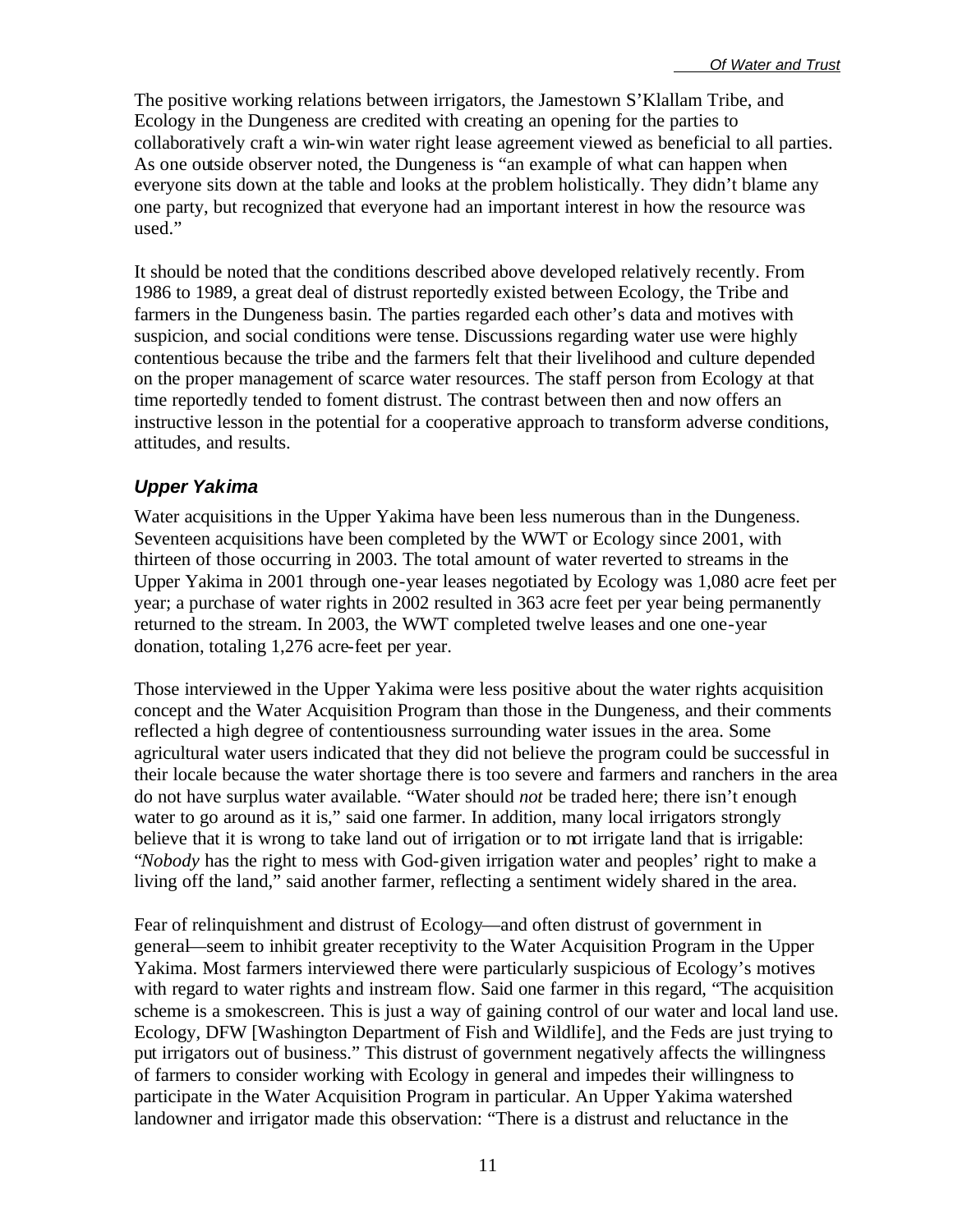The positive working relations between irrigators, the Jamestown S'Klallam Tribe, and Ecology in the Dungeness are credited with creating an opening for the parties to collaboratively craft a win-win water right lease agreement viewed as beneficial to all parties. As one outside observer noted, the Dungeness is "an example of what can happen when everyone sits down at the table and looks at the problem holistically. They didn't blame any one party, but recognized that everyone had an important interest in how the resource was used."

It should be noted that the conditions described above developed relatively recently. From 1986 to 1989, a great deal of distrust reportedly existed between Ecology, the Tribe and farmers in the Dungeness basin. The parties regarded each other's data and motives with suspicion, and social conditions were tense. Discussions regarding water use were highly contentious because the tribe and the farmers felt that their livelihood and culture depended on the proper management of scarce water resources. The staff person from Ecology at that time reportedly tended to foment distrust. The contrast between then and now offers an instructive lesson in the potential for a cooperative approach to transform adverse conditions, attitudes, and results.

### *Upper Yakima*

Water acquisitions in the Upper Yakima have been less numerous than in the Dungeness. Seventeen acquisitions have been completed by the WWT or Ecology since 2001, with thirteen of those occurring in 2003. The total amount of water reverted to streams in the Upper Yakima in 2001 through one-year leases negotiated by Ecology was 1,080 acre feet per year; a purchase of water rights in 2002 resulted in 363 acre feet per year being permanently returned to the stream. In 2003, the WWT completed twelve leases and one one-year donation, totaling 1,276 acre-feet per year.

Those interviewed in the Upper Yakima were less positive about the water rights acquisition concept and the Water Acquisition Program than those in the Dungeness, and their comments reflected a high degree of contentiousness surrounding water issues in the area. Some agricultural water users indicated that they did not believe the program could be successful in their locale because the water shortage there is too severe and farmers and ranchers in the area do not have surplus water available. "Water should *not* be traded here; there isn't enough water to go around as it is," said one farmer. In addition, many local irrigators strongly believe that it is wrong to take land out of irrigation or to not irrigate land that is irrigable: "*Nobody* has the right to mess with God-given irrigation water and peoples' right to make a living off the land," said another farmer, reflecting a sentiment widely shared in the area.

Fear of relinquishment and distrust of Ecology—and often distrust of government in general—seem to inhibit greater receptivity to the Water Acquisition Program in the Upper Yakima. Most farmers interviewed there were particularly suspicious of Ecology's motives with regard to water rights and instream flow. Said one farmer in this regard, "The acquisition scheme is a smokescreen. This is just a way of gaining control of our water and local land use. Ecology, DFW [Washington Department of Fish and Wildlife], and the Feds are just trying to put irrigators out of business." This distrust of government negatively affects the willingness of farmers to consider working with Ecology in general and impedes their willingness to participate in the Water Acquisition Program in particular. An Upper Yakima watershed landowner and irrigator made this observation: "There is a distrust and reluctance in the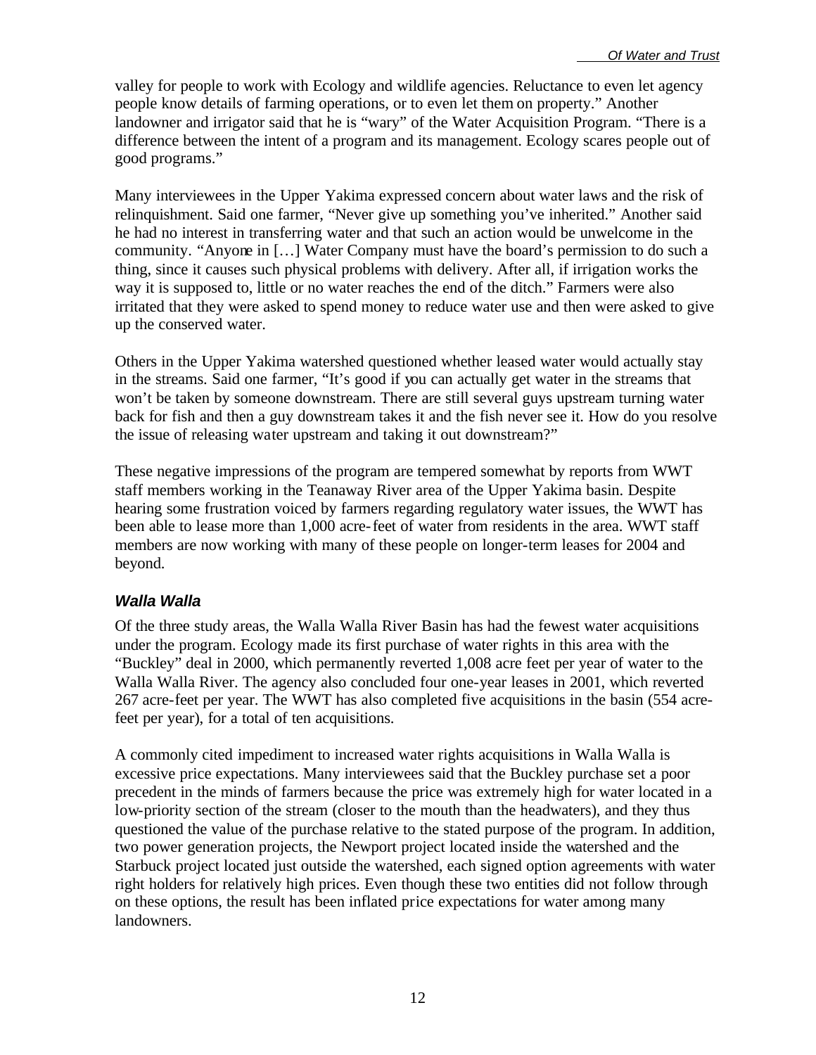valley for people to work with Ecology and wildlife agencies. Reluctance to even let agency people know details of farming operations, or to even let them on property." Another landowner and irrigator said that he is "wary" of the Water Acquisition Program. "There is a difference between the intent of a program and its management. Ecology scares people out of good programs."

Many interviewees in the Upper Yakima expressed concern about water laws and the risk of relinquishment. Said one farmer, "Never give up something you've inherited." Another said he had no interest in transferring water and that such an action would be unwelcome in the community. "Anyone in […] Water Company must have the board's permission to do such a thing, since it causes such physical problems with delivery. After all, if irrigation works the way it is supposed to, little or no water reaches the end of the ditch." Farmers were also irritated that they were asked to spend money to reduce water use and then were asked to give up the conserved water.

Others in the Upper Yakima watershed questioned whether leased water would actually stay in the streams. Said one farmer, "It's good if you can actually get water in the streams that won't be taken by someone downstream. There are still several guys upstream turning water back for fish and then a guy downstream takes it and the fish never see it. How do you resolve the issue of releasing water upstream and taking it out downstream?"

These negative impressions of the program are tempered somewhat by reports from WWT staff members working in the Teanaway River area of the Upper Yakima basin. Despite hearing some frustration voiced by farmers regarding regulatory water issues, the WWT has been able to lease more than 1,000 acre-feet of water from residents in the area. WWT staff members are now working with many of these people on longer-term leases for 2004 and beyond.

### *Walla Walla*

Of the three study areas, the Walla Walla River Basin has had the fewest water acquisitions under the program. Ecology made its first purchase of water rights in this area with the "Buckley" deal in 2000, which permanently reverted 1,008 acre feet per year of water to the Walla Walla River. The agency also concluded four one-year leases in 2001, which reverted 267 acre-feet per year. The WWT has also completed five acquisitions in the basin (554 acre-feet per year), for a total of ten acquisitions.

A commonly cited impediment to increased water rights acquisitions in Walla Walla is excessive price expectations. Many interviewees said that the Buckley purchase set a poor precedent in the minds of farmers because the price was extremely high for water located in a low-priority section of the stream (closer to the mouth than the headwaters), and they thus questioned the value of the purchase relative to the stated purpose of the program. In addition, two power generation projects, the Newport project located inside the watershed and the Starbuck project located just outside the watershed, each signed option agreements with water right holders for relatively high prices. Even though these two entities did not follow through on these options, the result has been inflated price expectations for water among many landowners.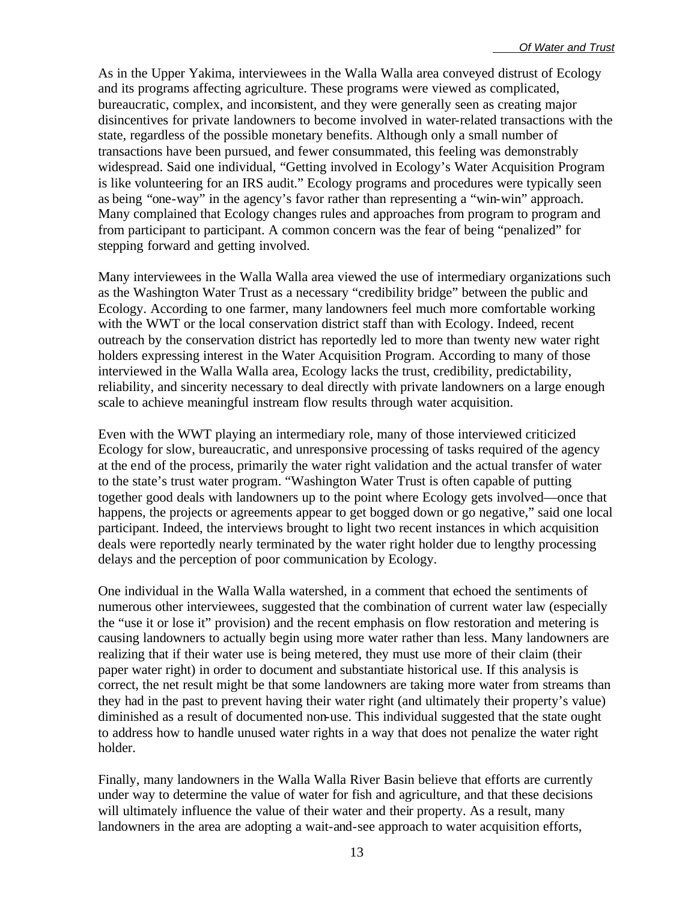As in the Upper Yakima, interviewees in the Walla Walla area conveyed distrust of Ecology and its programs affecting agriculture. These programs were viewed as complicated, bureaucratic, complex, and inconsistent, and they were generally seen as creating major disincentives for private landowners to become involved in water-related transactions with the state, regardless of the possible monetary benefits. Although only a small number of transactions have been pursued, and fewer consummated, this feeling was demonstrably widespread. Said one individual, "Getting involved in Ecology's Water Acquisition Program is like volunteering for an IRS audit." Ecology programs and procedures were typically seen as being "one-way" in the agency's favor rather than representing a "win-win" approach. Many complained that Ecology changes rules and approaches from program to program and from participant to participant. A common concern was the fear of being "penalized" for stepping forward and getting involved.

Many interviewees in the Walla Walla area viewed the use of intermediary organizations such as the Washington Water Trust as a necessary "credibility bridge" between the public and Ecology. According to one farmer, many landowners feel much more comfortable working with the WWT or the local conservation district staff than with Ecology. Indeed, recent outreach by the conservation district has reportedly led to more than twenty new water right holders expressing interest in the Water Acquisition Program. According to many of those interviewed in the Walla Walla area, Ecology lacks the trust, credibility, predictability, reliability, and sincerity necessary to deal directly with private landowners on a large enough scale to achieve meaningful instream flow results through water acquisition.

Even with the WWT playing an intermediary role, many of those interviewed criticized Ecology for slow, bureaucratic, and unresponsive processing of tasks required of the agency at the end of the process, primarily the water right validation and the actual transfer of water to the state's trust water program. "Washington Water Trust is often capable of putting together good deals with landowners up to the point where Ecology gets involved—once that happens, the projects or agreements appear to get bogged down or go negative," said one local participant. Indeed, the interviews brought to light two recent instances in which acquisition deals were reportedly nearly terminated by the water right holder due to lengthy processing delays and the perception of poor communication by Ecology.

One individual in the Walla Walla watershed, in a comment that echoed the sentiments of numerous other interviewees, suggested that the combination of current water law (especially the "use it or lose it" provision) and the recent emphasis on flow restoration and metering is causing landowners to actually begin using more water rather than less. Many landowners are realizing that if their water use is being metered, they must use more of their claim (their paper water right) in order to document and substantiate historical use. If this analysis is correct, the net result might be that some landowners are taking more water from streams than they had in the past to prevent having their water right (and ultimately their property's value) diminished as a result of documented non-use. This individual suggested that the state ought to address how to handle unused water rights in a way that does not penalize the water right holder.

Finally, many landowners in the Walla Walla River Basin believe that efforts are currently under way to determine the value of water for fish and agriculture, and that these decisions will ultimately influence the value of their water and their property. As a result, many landowners in the area are adopting a wait-and-see approach to water acquisition efforts,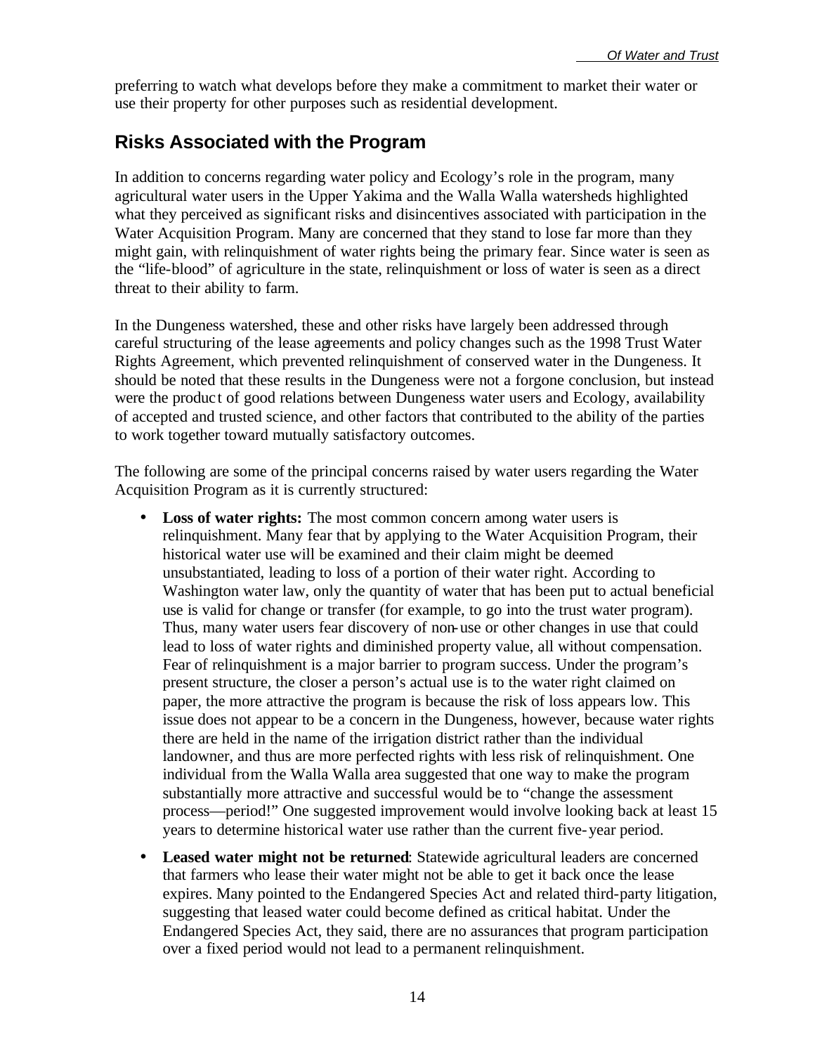preferring to watch what develops before they make a commitment to market their water or use their property for other purposes such as residential development.

## Risks Associated with the Program

In addition to concerns regarding water policy and Ecology's role in the program, many agricultural water users in the Upper Yakima and the Walla Walla watersheds highlighted what they perceived as significant risks and disincentives associated with participation in the Water Acquisition Program. Many are concerned that they stand to lose far more than they might gain, with relinquishment of water rights being the primary fear. Since water is seen as the "life-blood" of agriculture in the state, relinquishment or loss of water is seen as a direct threat to their ability to farm.

In the Dungeness watershed, these and other risks have largely been addressed through careful structuring of the lease agreements and policy changes such as the 1998 Trust Water Rights Agreement, which prevented relinquishment of conserved water in the Dungeness. It should be noted that these results in the Dungeness were not a forgone conclusion, but instead were the product of good relations between Dungeness water users and Ecology, availability of accepted and trusted science, and other factors that contributed to the ability of the parties to work together toward mutually satisfactory outcomes.

The following are some of the principal concerns raised by water users regarding the Water Acquisition Program as it is currently structured:

- **Loss of water rights:** The most common concern among water users is relinquishment. Many fear that by applying to the Water Acquisition Program, their historical water use will be examined and their claim might be deemed unsubstantiated, leading to loss of a portion of their water right. According to Washington water law, only the quantity of water that has been put to actual beneficial use is valid for change or transfer (for example, to go into the trust water program). Thus, many water users fear discovery of non-use or other changes in use that could lead to loss of water rights and diminished property value, all without compensation. Fear of relinquishment is a major barrier to program success. Under the program's present structure, the closer a person's actual use is to the water right claimed on paper, the more attractive the program is because the risk of loss appears low. This issue does not appear to be a concern in the Dungeness, however, because water rights there are held in the name of the irrigation district rather than the individual landowner, and thus are more perfected rights with less risk of relinquishment. One individual from the Walla Walla area suggested that one way to make the program substantially more attractive and successful would be to "change the assessment process—period!" One suggested improvement would involve looking back at least 15 years to determine historical water use rather than the current five-year period.
- **Leased water might not be returned**: Statewide agricultural leaders are concerned that farmers who lease their water might not be able to get it back once the lease expires. Many pointed to the Endangered Species Act and related third-party litigation, suggesting that leased water could become defined as critical habitat. Under the Endangered Species Act, they said, there are no assurances that program participation over a fixed period would not lead to a permanent relinquishment.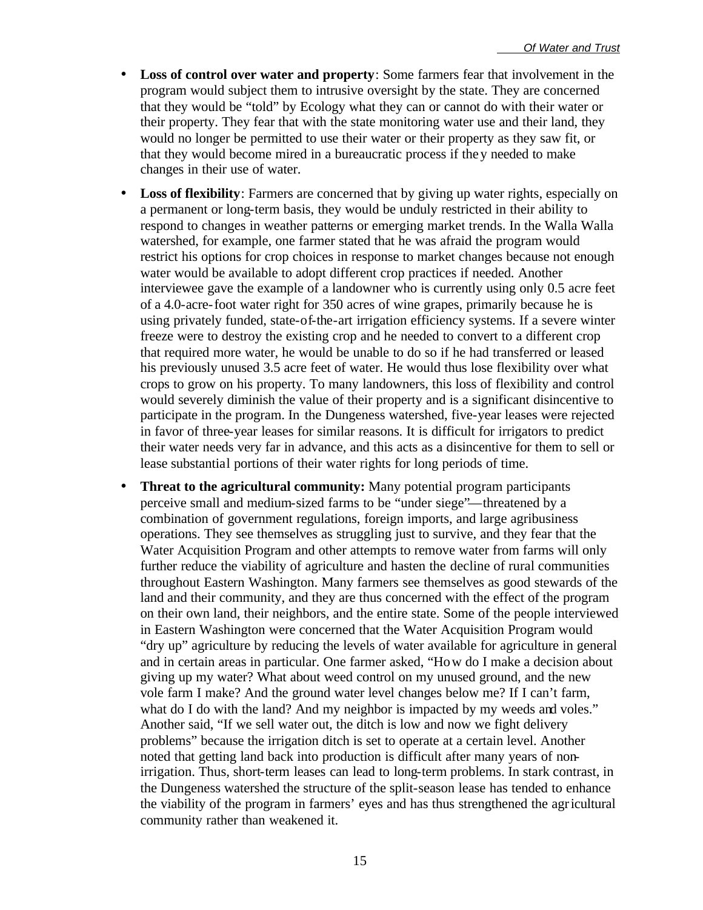- **Loss of control over water and property**: Some farmers fear that involvement in the program would subject them to intrusive oversight by the state. They are concerned that they would be "told" by Ecology what they can or cannot do with their water or their property. They fear that with the state monitoring water use and their land, they would no longer be permitted to use their water or their property as they saw fit, or that they would become mired in a bureaucratic process if they needed to make changes in their use of water.

- **Loss of flexibility**: Farmers are concerned that by giving up water rights, especially on a permanent or long-term basis, they would be unduly restricted in their ability to respond to changes in weather patterns or emerging market trends. In the Walla Walla watershed, for example, one farmer stated that he was afraid the program would restrict his options for crop choices in response to market changes because not enough water would be available to adopt different crop practices if needed. Another interviewee gave the example of a landowner who is currently using only 0.5 acre feet of a 4.0-acre-foot water right for 350 acres of wine grapes, primarily because he is using privately funded, state-of-the-art irrigation efficiency systems. If a severe winter freeze were to destroy the existing crop and he needed to convert to a different crop that required more water, he would be unable to do so if he had transferred or leased his previously unused 3.5 acre feet of water. He would thus lose flexibility over what crops to grow on his property. To many landowners, this loss of flexibility and control would severely diminish the value of their property and is a significant disincentive to participate in the program. In the Dungeness watershed, five-year leases were rejected in favor of three-year leases for similar reasons. It is difficult for irrigators to predict their water needs very far in advance, and this acts as a disincentive for them to sell or lease substantial portions of their water rights for long periods of time.

- **Threat to the agricultural community:** Many potential program participants perceive small and medium-sized farms to be "under siege"—threatened by a combination of government regulations, foreign imports, and large agribusiness operations. They see themselves as struggling just to survive, and they fear that the Water Acquisition Program and other attempts to remove water from farms will only further reduce the viability of agriculture and hasten the decline of rural communities throughout Eastern Washington. Many farmers see themselves as good stewards of the land and their community, and they are thus concerned with the effect of the program on their own land, their neighbors, and the entire state. Some of the people interviewed in Eastern Washington were concerned that the Water Acquisition Program would "dry up" agriculture by reducing the levels of water available for agriculture in general and in certain areas in particular. One farmer asked, "How do I make a decision about giving up my water? What about weed control on my unused ground, and the new vole farm I make? And the ground water level changes below me? If I can't farm, what do I do with the land? And my neighbor is impacted by my weeds and voles." Another said, "If we sell water out, the ditch is low and now we fight delivery problems" because the irrigation ditch is set to operate at a certain level. Another noted that getting land back into production is difficult after many years of non-irrigation. Thus, short-term leases can lead to long-term problems. In stark contrast, in the Dungeness watershed the structure of the split-season lease has tended to enhance the viability of the program in farmers' eyes and has thus strengthened the agricultural community rather than weakened it.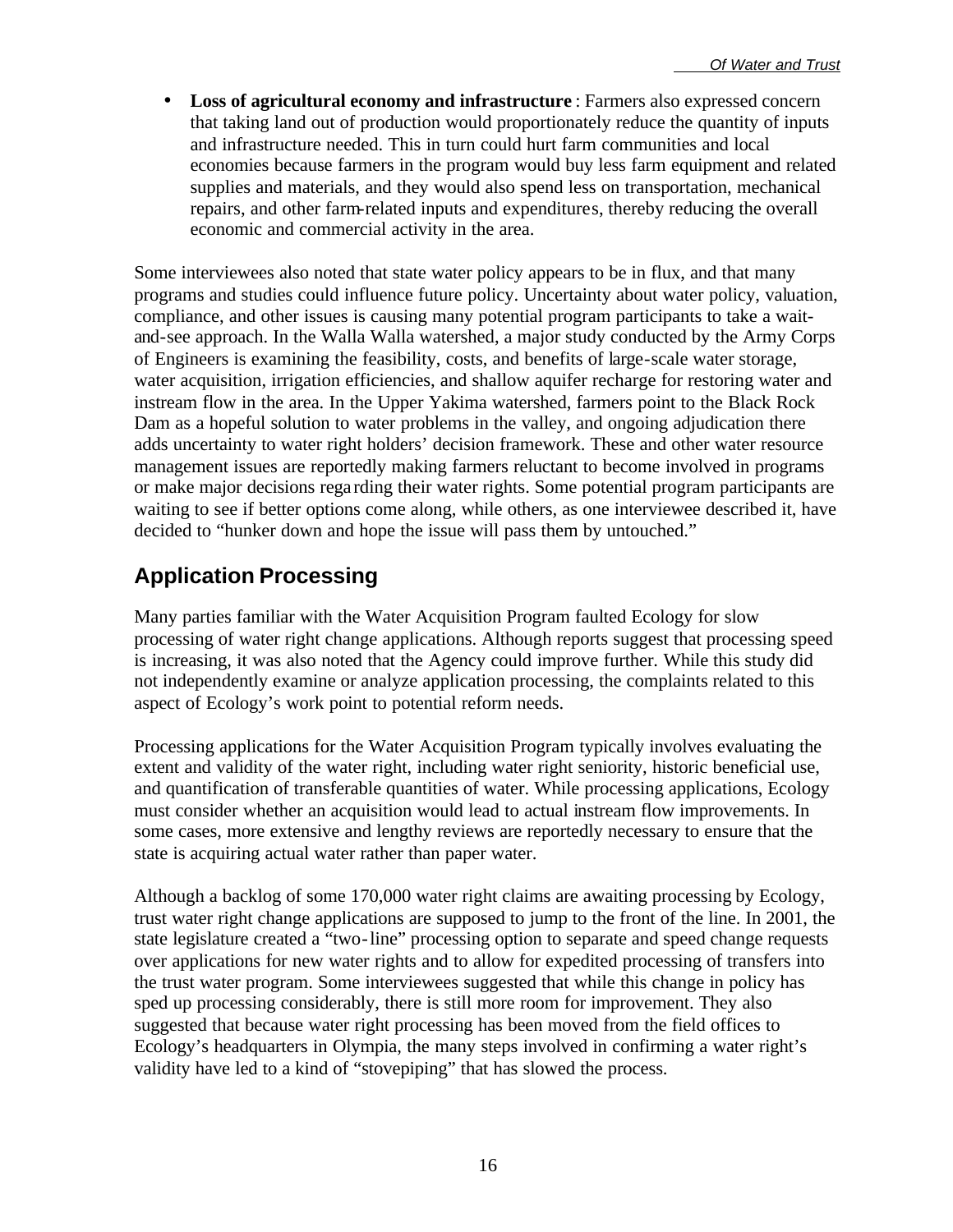- **Loss of agricultural economy and infrastructure** : Farmers also expressed concern that taking land out of production would proportionately reduce the quantity of inputs and infrastructure needed. This in turn could hurt farm communities and local economies because farmers in the program would buy less farm equipment and related supplies and materials, and they would also spend less on transportation, mechanical repairs, and other farm-related inputs and expenditures, thereby reducing the overall economic and commercial activity in the area.

Some interviewees also noted that state water policy appears to be in flux, and that many programs and studies could influence future policy. Uncertainty about water policy, valuation, compliance, and other issues is causing many potential program participants to take a wait-and-see approach. In the Walla Walla watershed, a major study conducted by the Army Corps of Engineers is examining the feasibility, costs, and benefits of large-scale water storage, water acquisition, irrigation efficiencies, and shallow aquifer recharge for restoring water and instream flow in the area. In the Upper Yakima watershed, farmers point to the Black Rock Dam as a hopeful solution to water problems in the valley, and ongoing adjudication there adds uncertainty to water right holders' decision framework. These and other water resource management issues are reportedly making farmers reluctant to become involved in programs or make major decisions regarding their water rights. Some potential program participants are waiting to see if better options come along, while others, as one interviewee described it, have decided to "hunker down and hope the issue will pass them by untouched."

## Application Processing

Many parties familiar with the Water Acquisition Program faulted Ecology for slow processing of water right change applications. Although reports suggest that processing speed is increasing, it was also noted that the Agency could improve further. While this study did not independently examine or analyze application processing, the complaints related to this aspect of Ecology's work point to potential reform needs.

Processing applications for the Water Acquisition Program typically involves evaluating the extent and validity of the water right, including water right seniority, historic beneficial use, and quantification of transferable quantities of water. While processing applications, Ecology must consider whether an acquisition would lead to actual instream flow improvements. In some cases, more extensive and lengthy reviews are reportedly necessary to ensure that the state is acquiring actual water rather than paper water.

Although a backlog of some 170,000 water right claims are awaiting processing by Ecology, trust water right change applications are supposed to jump to the front of the line. In 2001, the state legislature created a "two-line" processing option to separate and speed change requests over applications for new water rights and to allow for expedited processing of transfers into the trust water program. Some interviewees suggested that while this change in policy has sped up processing considerably, there is still more room for improvement. They also suggested that because water right processing has been moved from the field offices to Ecology's headquarters in Olympia, the many steps involved in confirming a water right's validity have led to a kind of "stovepiping" that has slowed the process.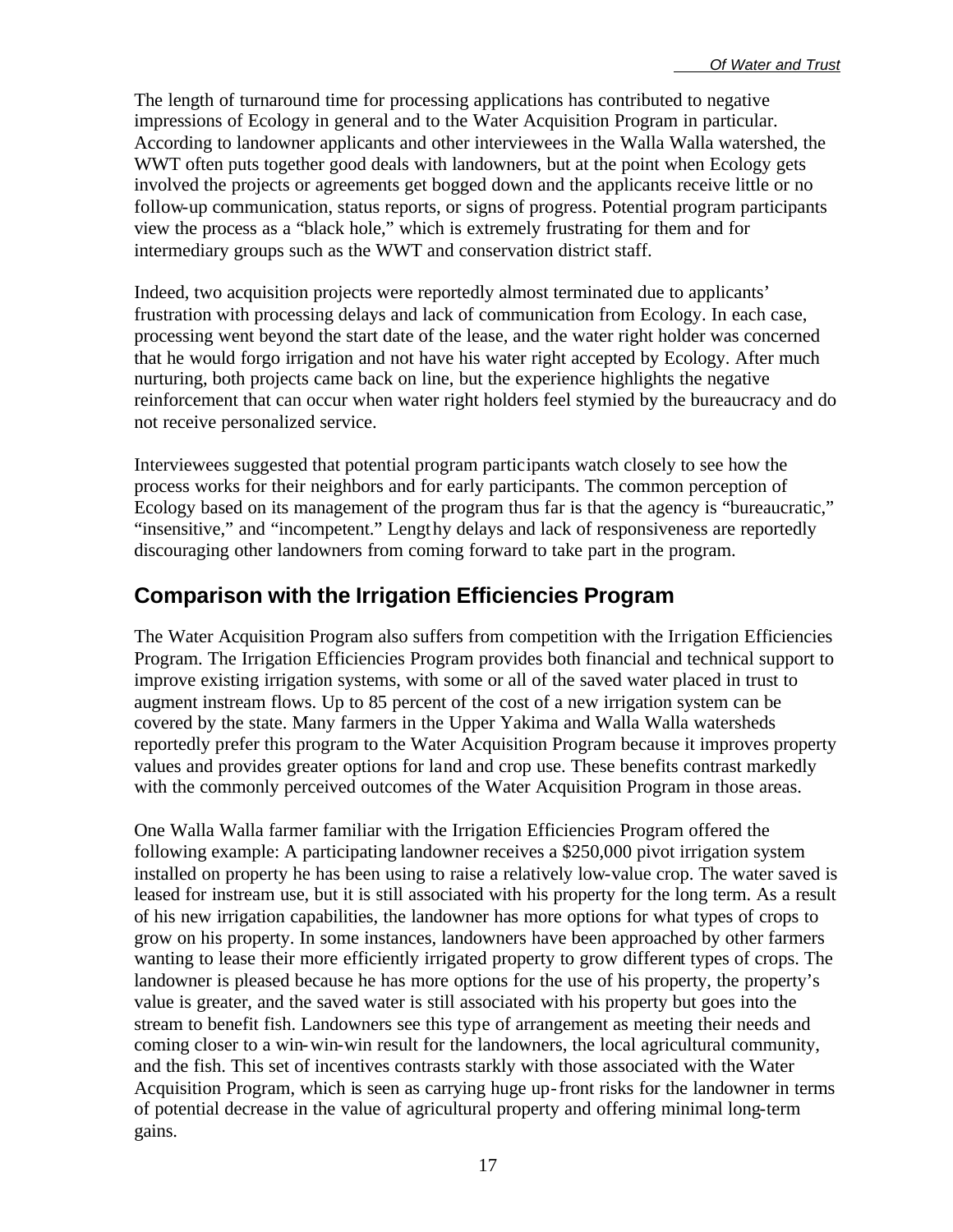The length of turnaround time for processing applications has contributed to negative impressions of Ecology in general and to the Water Acquisition Program in particular. According to landowner applicants and other interviewees in the Walla Walla watershed, the WWT often puts together good deals with landowners, but at the point when Ecology gets involved the projects or agreements get bogged down and the applicants receive little or no follow-up communication, status reports, or signs of progress. Potential program participants view the process as a "black hole," which is extremely frustrating for them and for intermediary groups such as the WWT and conservation district staff.

Indeed, two acquisition projects were reportedly almost terminated due to applicants' frustration with processing delays and lack of communication from Ecology. In each case, processing went beyond the start date of the lease, and the water right holder was concerned that he would forgo irrigation and not have his water right accepted by Ecology. After much nurturing, both projects came back on line, but the experience highlights the negative reinforcement that can occur when water right holders feel stymied by the bureaucracy and do not receive personalized service.

Interviewees suggested that potential program participants watch closely to see how the process works for their neighbors and for early participants. The common perception of Ecology based on its management of the program thus far is that the agency is "bureaucratic," "insensitive," and "incompetent." Lengthy delays and lack of responsiveness are reportedly discouraging other landowners from coming forward to take part in the program.

## Comparison with the Irrigation Efficiencies Program

The Water Acquisition Program also suffers from competition with the Irrigation Efficiencies Program. The Irrigation Efficiencies Program provides both financial and technical support to improve existing irrigation systems, with some or all of the saved water placed in trust to augment instream flows. Up to 85 percent of the cost of a new irrigation system can be covered by the state. Many farmers in the Upper Yakima and Walla Walla watersheds reportedly prefer this program to the Water Acquisition Program because it improves property values and provides greater options for land and crop use. These benefits contrast markedly with the commonly perceived outcomes of the Water Acquisition Program in those areas.

One Walla Walla farmer familiar with the Irrigation Efficiencies Program offered the following example: A participating landowner receives a $250,000 pivot irrigation system installed on property he has been using to raise a relatively low-value crop. The water saved is leased for instream use, but it is still associated with his property for the long term. As a result of his new irrigation capabilities, the landowner has more options for what types of crops to grow on his property. In some instances, landowners have been approached by other farmers wanting to lease their more efficiently irrigated property to grow different types of crops. The landowner is pleased because he has more options for the use of his property, the property's value is greater, and the saved water is still associated with his property but goes into the stream to benefit fish. Landowners see this type of arrangement as meeting their needs and coming closer to a win-win-win result for the landowners, the local agricultural community, and the fish. This set of incentives contrasts starkly with those associated with the Water Acquisition Program, which is seen as carrying huge up-front risks for the landowner in terms of potential decrease in the value of agricultural property and offering minimal long-term gains.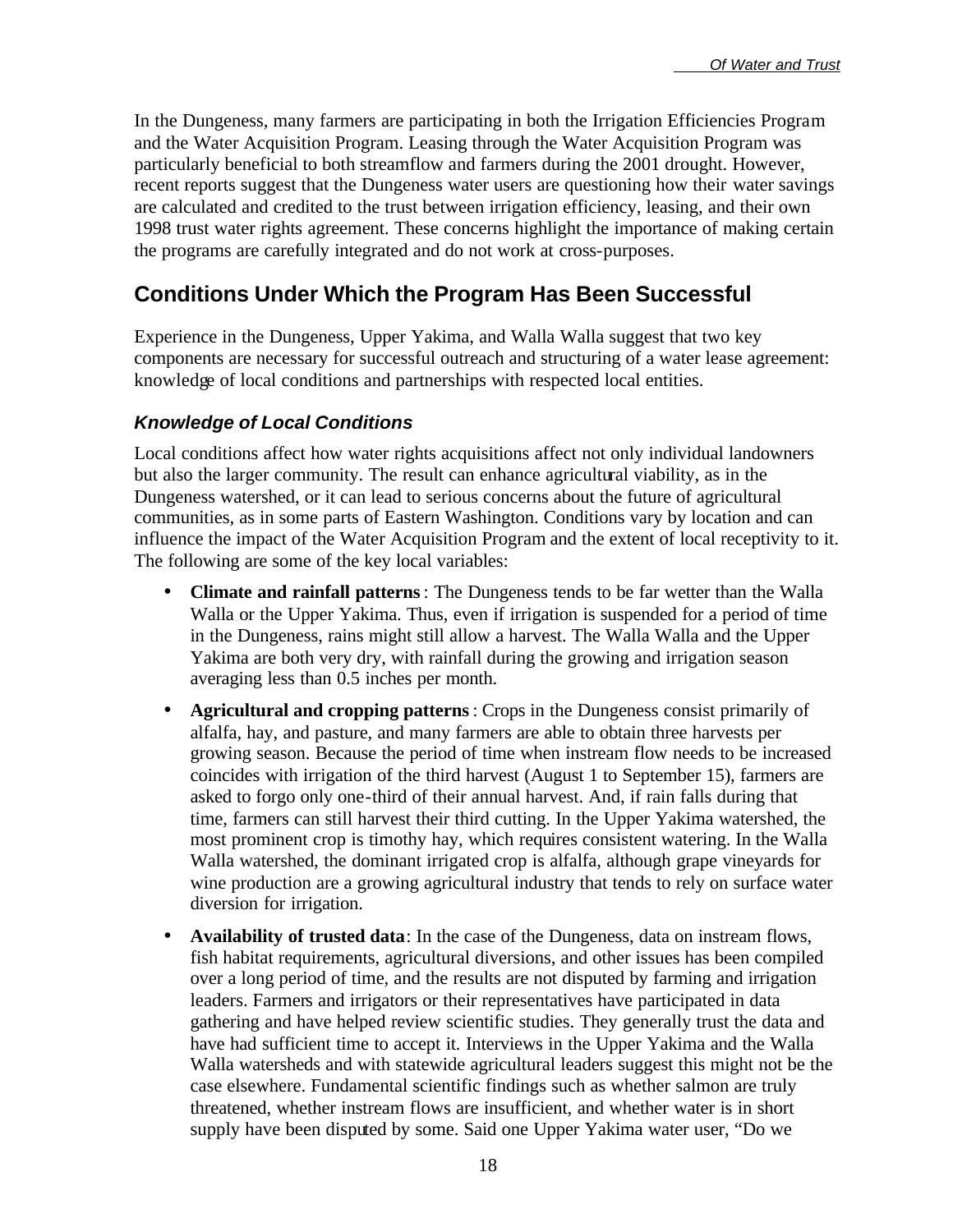In the Dungeness, many farmers are participating in both the Irrigation Efficiencies Program and the Water Acquisition Program. Leasing through the Water Acquisition Program was particularly beneficial to both streamflow and farmers during the 2001 drought. However, recent reports suggest that the Dungeness water users are questioning how their water savings are calculated and credited to the trust between irrigation efficiency, leasing, and their own 1998 trust water rights agreement. These concerns highlight the importance of making certain the programs are carefully integrated and do not work at cross-purposes.

## Conditions Under Which the Program Has Been Successful

Experience in the Dungeness, Upper Yakima, and Walla Walla suggest that two key components are necessary for successful outreach and structuring of a water lease agreement: knowledge of local conditions and partnerships with respected local entities.

### *Knowledge of Local Conditions*

Local conditions affect how water rights acquisitions affect not only individual landowners but also the larger community. The result can enhance agricultural viability, as in the Dungeness watershed, or it can lead to serious concerns about the future of agricultural communities, as in some parts of Eastern Washington. Conditions vary by location and can influence the impact of the Water Acquisition Program and the extent of local receptivity to it. The following are some of the key local variables:

- **Climate and rainfall patterns**: The Dungeness tends to be far wetter than the Walla Walla or the Upper Yakima. Thus, even if irrigation is suspended for a period of time in the Dungeness, rains might still allow a harvest. The Walla Walla and the Upper Yakima are both very dry, with rainfall during the growing and irrigation season averaging less than 0.5 inches per month.
- **Agricultural and cropping patterns**: Crops in the Dungeness consist primarily of alfalfa, hay, and pasture, and many farmers are able to obtain three harvests per growing season. Because the period of time when instream flow needs to be increased coincides with irrigation of the third harvest (August 1 to September 15), farmers are asked to forgo only one-third of their annual harvest. And, if rain falls during that time, farmers can still harvest their third cutting. In the Upper Yakima watershed, the most prominent crop is timothy hay, which requires consistent watering. In the Walla Walla watershed, the dominant irrigated crop is alfalfa, although grape vineyards for wine production are a growing agricultural industry that tends to rely on surface water diversion for irrigation.
- **Availability of trusted data**: In the case of the Dungeness, data on instream flows, fish habitat requirements, agricultural diversions, and other issues has been compiled over a long period of time, and the results are not disputed by farming and irrigation leaders. Farmers and irrigators or their representatives have participated in data gathering and have helped review scientific studies. They generally trust the data and have had sufficient time to accept it. Interviews in the Upper Yakima and the Walla Walla watersheds and with statewide agricultural leaders suggest this might not be the case elsewhere. Fundamental scientific findings such as whether salmon are truly threatened, whether instream flows are insufficient, and whether water is in short supply have been disputed by some. Said one Upper Yakima water user, "Do we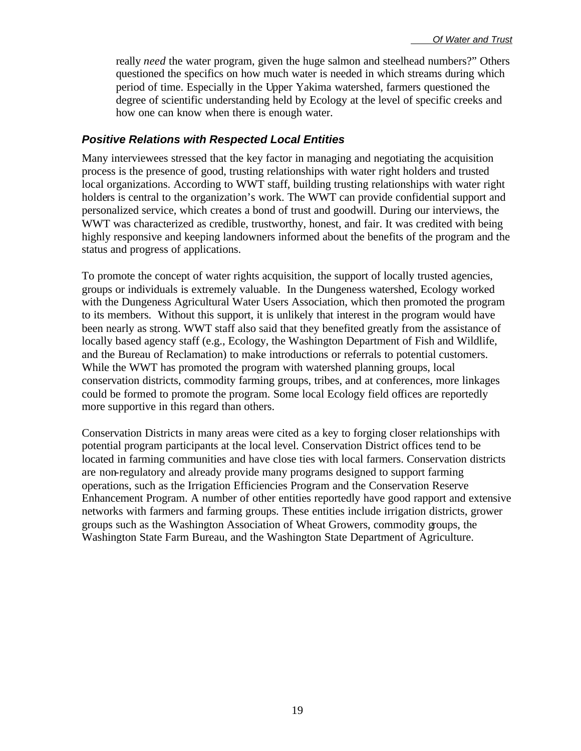really *need* the water program, given the huge salmon and steelhead numbers?" Others questioned the specifics on how much water is needed in which streams during which period of time. Especially in the Upper Yakima watershed, farmers questioned the degree of scientific understanding held by Ecology at the level of specific creeks and how one can know when there is enough water.

### *Positive Relations with Respected Local Entities*

Many interviewees stressed that the key factor in managing and negotiating the acquisition process is the presence of good, trusting relationships with water right holders and trusted local organizations. According to WWT staff, building trusting relationships with water right holders is central to the organization's work. The WWT can provide confidential support and personalized service, which creates a bond of trust and goodwill. During our interviews, the WWT was characterized as credible, trustworthy, honest, and fair. It was credited with being highly responsive and keeping landowners informed about the benefits of the program and the status and progress of applications.

To promote the concept of water rights acquisition, the support of locally trusted agencies, groups or individuals is extremely valuable. In the Dungeness watershed, Ecology worked with the Dungeness Agricultural Water Users Association, which then promoted the program to its members. Without this support, it is unlikely that interest in the program would have been nearly as strong. WWT staff also said that they benefited greatly from the assistance of locally based agency staff (e.g., Ecology, the Washington Department of Fish and Wildlife, and the Bureau of Reclamation) to make introductions or referrals to potential customers. While the WWT has promoted the program with watershed planning groups, local conservation districts, commodity farming groups, tribes, and at conferences, more linkages could be formed to promote the program. Some local Ecology field offices are reportedly more supportive in this regard than others.

Conservation Districts in many areas were cited as a key to forging closer relationships with potential program participants at the local level. Conservation District offices tend to be located in farming communities and have close ties with local farmers. Conservation districts are non-regulatory and already provide many programs designed to support farming operations, such as the Irrigation Efficiencies Program and the Conservation Reserve Enhancement Program. A number of other entities reportedly have good rapport and extensive networks with farmers and farming groups. These entities include irrigation districts, grower groups such as the Washington Association of Wheat Growers, commodity groups, the Washington State Farm Bureau, and the Washington State Department of Agriculture.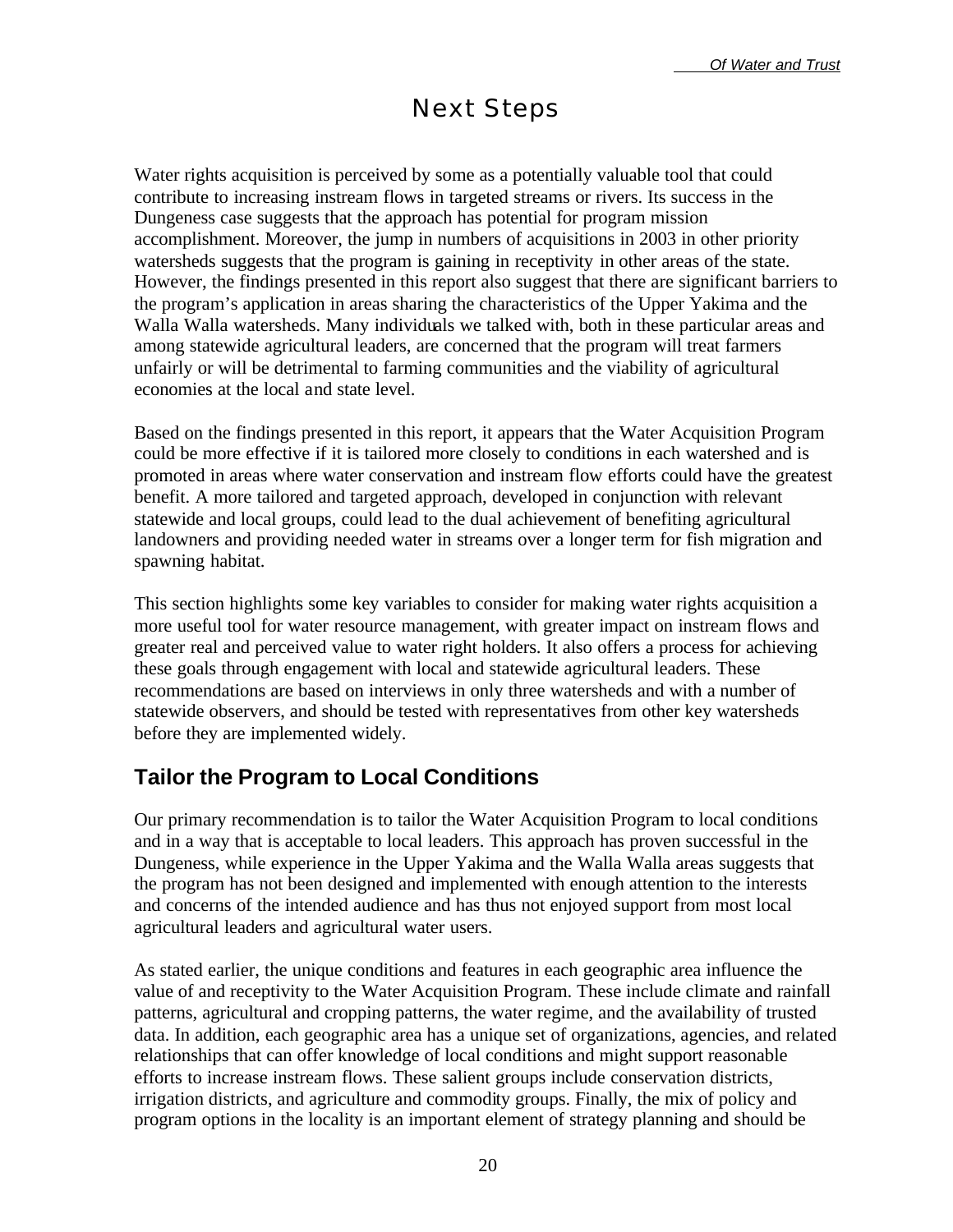# Next Steps

Water rights acquisition is perceived by some as a potentially valuable tool that could contribute to increasing instream flows in targeted streams or rivers. Its success in the Dungeness case suggests that the approach has potential for program mission accomplishment. Moreover, the jump in numbers of acquisitions in 2003 in other priority watersheds suggests that the program is gaining in receptivity in other areas of the state. However, the findings presented in this report also suggest that there are significant barriers to the program's application in areas sharing the characteristics of the Upper Yakima and the Walla Walla watersheds. Many individuals we talked with, both in these particular areas and among statewide agricultural leaders, are concerned that the program will treat farmers unfairly or will be detrimental to farming communities and the viability of agricultural economies at the local and state level.

Based on the findings presented in this report, it appears that the Water Acquisition Program could be more effective if it is tailored more closely to conditions in each watershed and is promoted in areas where water conservation and instream flow efforts could have the greatest benefit. A more tailored and targeted approach, developed in conjunction with relevant statewide and local groups, could lead to the dual achievement of benefiting agricultural landowners and providing needed water in streams over a longer term for fish migration and spawning habitat.

This section highlights some key variables to consider for making water rights acquisition a more useful tool for water resource management, with greater impact on instream flows and greater real and perceived value to water right holders. It also offers a process for achieving these goals through engagement with local and statewide agricultural leaders. These recommendations are based on interviews in only three watersheds and with a number of statewide observers, and should be tested with representatives from other key watersheds before they are implemented widely.

## Tailor the Program to Local Conditions

Our primary recommendation is to tailor the Water Acquisition Program to local conditions and in a way that is acceptable to local leaders. This approach has proven successful in the Dungeness, while experience in the Upper Yakima and the Walla Walla areas suggests that the program has not been designed and implemented with enough attention to the interests and concerns of the intended audience and has thus not enjoyed support from most local agricultural leaders and agricultural water users.

As stated earlier, the unique conditions and features in each geographic area influence the value of and receptivity to the Water Acquisition Program. These include climate and rainfall patterns, agricultural and cropping patterns, the water regime, and the availability of trusted data. In addition, each geographic area has a unique set of organizations, agencies, and related relationships that can offer knowledge of local conditions and might support reasonable efforts to increase instream flows. These salient groups include conservation districts, irrigation districts, and agriculture and commodity groups. Finally, the mix of policy and program options in the locality is an important element of strategy planning and should be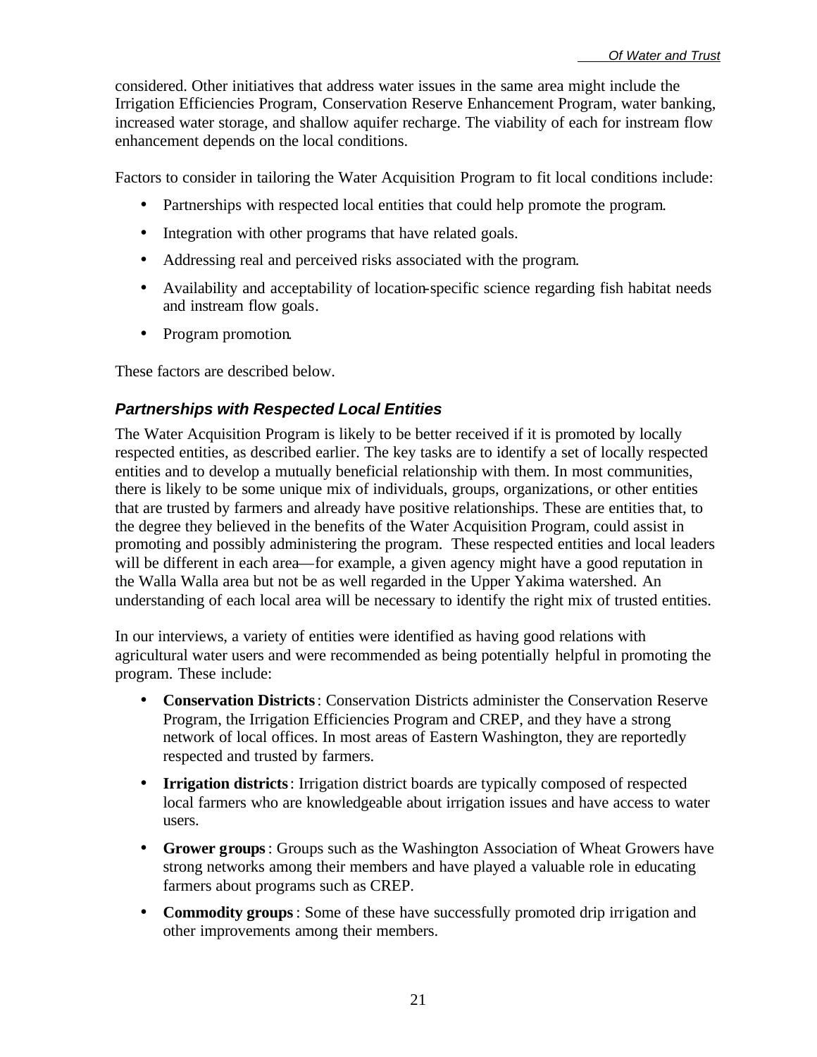considered. Other initiatives that address water issues in the same area might include the Irrigation Efficiencies Program, Conservation Reserve Enhancement Program, water banking, increased water storage, and shallow aquifer recharge. The viability of each for instream flow enhancement depends on the local conditions.

Factors to consider in tailoring the Water Acquisition Program to fit local conditions include:

- Partnerships with respected local entities that could help promote the program.
- Integration with other programs that have related goals.
- Addressing real and perceived risks associated with the program.
- Availability and acceptability of location-specific science regarding fish habitat needs and instream flow goals.
- Program promotion.

These factors are described below.

### *Partnerships with Respected Local Entities*

The Water Acquisition Program is likely to be better received if it is promoted by locally respected entities, as described earlier. The key tasks are to identify a set of locally respected entities and to develop a mutually beneficial relationship with them. In most communities, there is likely to be some unique mix of individuals, groups, organizations, or other entities that are trusted by farmers and already have positive relationships. These are entities that, to the degree they believed in the benefits of the Water Acquisition Program, could assist in promoting and possibly administering the program. These respected entities and local leaders will be different in each area—for example, a given agency might have a good reputation in the Walla Walla area but not be as well regarded in the Upper Yakima watershed. An understanding of each local area will be necessary to identify the right mix of trusted entities.

In our interviews, a variety of entities were identified as having good relations with agricultural water users and were recommended as being potentially helpful in promoting the program. These include:

- **Conservation Districts**: Conservation Districts administer the Conservation Reserve Program, the Irrigation Efficiencies Program and CREP, and they have a strong network of local offices. In most areas of Eastern Washington, they are reportedly respected and trusted by farmers.
- **Irrigation districts**: Irrigation district boards are typically composed of respected local farmers who are knowledgeable about irrigation issues and have access to water users.
- **Grower groups**: Groups such as the Washington Association of Wheat Growers have strong networks among their members and have played a valuable role in educating farmers about programs such as CREP.
- **Commodity groups**: Some of these have successfully promoted drip irrigation and other improvements among their members.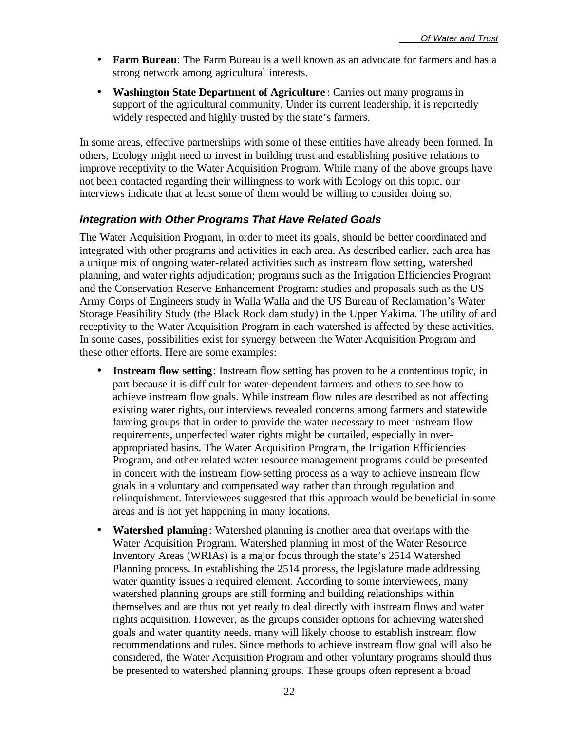- **Farm Bureau**: The Farm Bureau is a well known as an advocate for farmers and has a strong network among agricultural interests.
- **Washington State Department of Agriculture**: Carries out many programs in support of the agricultural community. Under its current leadership, it is reportedly widely respected and highly trusted by the state's farmers.

In some areas, effective partnerships with some of these entities have already been formed. In others, Ecology might need to invest in building trust and establishing positive relations to improve receptivity to the Water Acquisition Program. While many of the above groups have not been contacted regarding their willingness to work with Ecology on this topic, our interviews indicate that at least some of them would be willing to consider doing so.

### *Integration with Other Programs That Have Related Goals*

The Water Acquisition Program, in order to meet its goals, should be better coordinated and integrated with other programs and activities in each area. As described earlier, each area has a unique mix of ongoing water-related activities such as instream flow setting, watershed planning, and water rights adjudication; programs such as the Irrigation Efficiencies Program and the Conservation Reserve Enhancement Program; studies and proposals such as the US Army Corps of Engineers study in Walla Walla and the US Bureau of Reclamation's Water Storage Feasibility Study (the Black Rock dam study) in the Upper Yakima. The utility of and receptivity to the Water Acquisition Program in each watershed is affected by these activities. In some cases, possibilities exist for synergy between the Water Acquisition Program and these other efforts. Here are some examples:

- **Instream flow setting**: Instream flow setting has proven to be a contentious topic, in part because it is difficult for water-dependent farmers and others to see how to achieve instream flow goals. While instream flow rules are described as not affecting existing water rights, our interviews revealed concerns among farmers and statewide farming groups that in order to provide the water necessary to meet instream flow requirements, unperfected water rights might be curtailed, especially in over-appropriated basins. The Water Acquisition Program, the Irrigation Efficiencies Program, and other related water resource management programs could be presented in concert with the instream flow-setting process as a way to achieve instream flow goals in a voluntary and compensated way rather than through regulation and relinquishment. Interviewees suggested that this approach would be beneficial in some areas and is not yet happening in many locations.
- **Watershed planning**: Watershed planning is another area that overlaps with the Water Acquisition Program. Watershed planning in most of the Water Resource Inventory Areas (WRIAs) is a major focus through the state's 2514 Watershed Planning process. In establishing the 2514 process, the legislature made addressing water quantity issues a required element. According to some interviewees, many watershed planning groups are still forming and building relationships within themselves and are thus not yet ready to deal directly with instream flows and water rights acquisition. However, as the groups consider options for achieving watershed goals and water quantity needs, many will likely choose to establish instream flow recommendations and rules. Since methods to achieve instream flow goal will also be considered, the Water Acquisition Program and other voluntary programs should thus be presented to watershed planning groups. These groups often represent a broad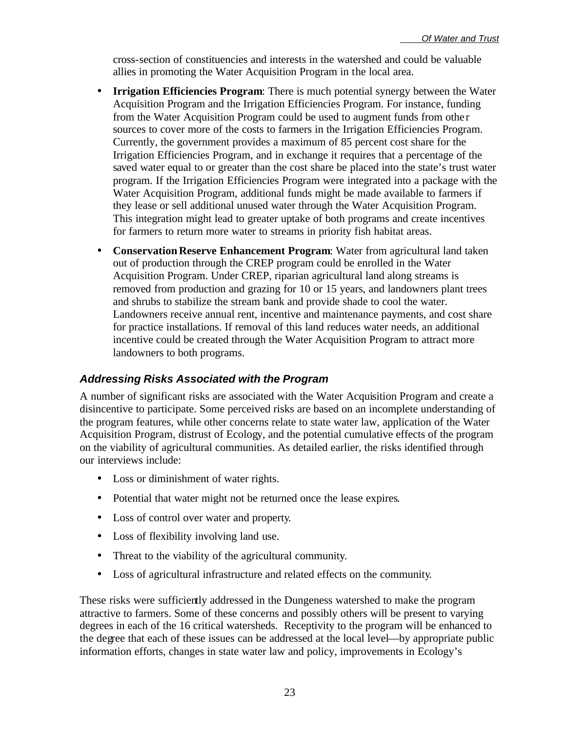cross-section of constituencies and interests in the watershed and could be valuable allies in promoting the Water Acquisition Program in the local area.

- **Irrigation Efficiencies Program**: There is much potential synergy between the Water Acquisition Program and the Irrigation Efficiencies Program. For instance, funding from the Water Acquisition Program could be used to augment funds from other sources to cover more of the costs to farmers in the Irrigation Efficiencies Program. Currently, the government provides a maximum of 85 percent cost share for the Irrigation Efficiencies Program, and in exchange it requires that a percentage of the saved water equal to or greater than the cost share be placed into the state's trust water program. If the Irrigation Efficiencies Program were integrated into a package with the Water Acquisition Program, additional funds might be made available to farmers if they lease or sell additional unused water through the Water Acquisition Program. This integration might lead to greater uptake of both programs and create incentives for farmers to return more water to streams in priority fish habitat areas.
- **Conservation Reserve Enhancement Program**: Water from agricultural land taken out of production through the CREP program could be enrolled in the Water Acquisition Program. Under CREP, riparian agricultural land along streams is removed from production and grazing for 10 or 15 years, and landowners plant trees and shrubs to stabilize the stream bank and provide shade to cool the water. Landowners receive annual rent, incentive and maintenance payments, and cost share for practice installations. If removal of this land reduces water needs, an additional incentive could be created through the Water Acquisition Program to attract more landowners to both programs.

### *Addressing Risks Associated with the Program*

A number of significant risks are associated with the Water Acquisition Program and create a disincentive to participate. Some perceived risks are based on an incomplete understanding of the program features, while other concerns relate to state water law, application of the Water Acquisition Program, distrust of Ecology, and the potential cumulative effects of the program on the viability of agricultural communities. As detailed earlier, the risks identified through our interviews include:

- Loss or diminishment of water rights.
- Potential that water might not be returned once the lease expires.
- Loss of control over water and property.
- Loss of flexibility involving land use.
- Threat to the viability of the agricultural community.
- Loss of agricultural infrastructure and related effects on the community.

These risks were sufficiently addressed in the Dungeness watershed to make the program attractive to farmers. Some of these concerns and possibly others will be present to varying degrees in each of the 16 critical watersheds. Receptivity to the program will be enhanced to the degree that each of these issues can be addressed at the local level—by appropriate public information efforts, changes in state water law and policy, improvements in Ecology's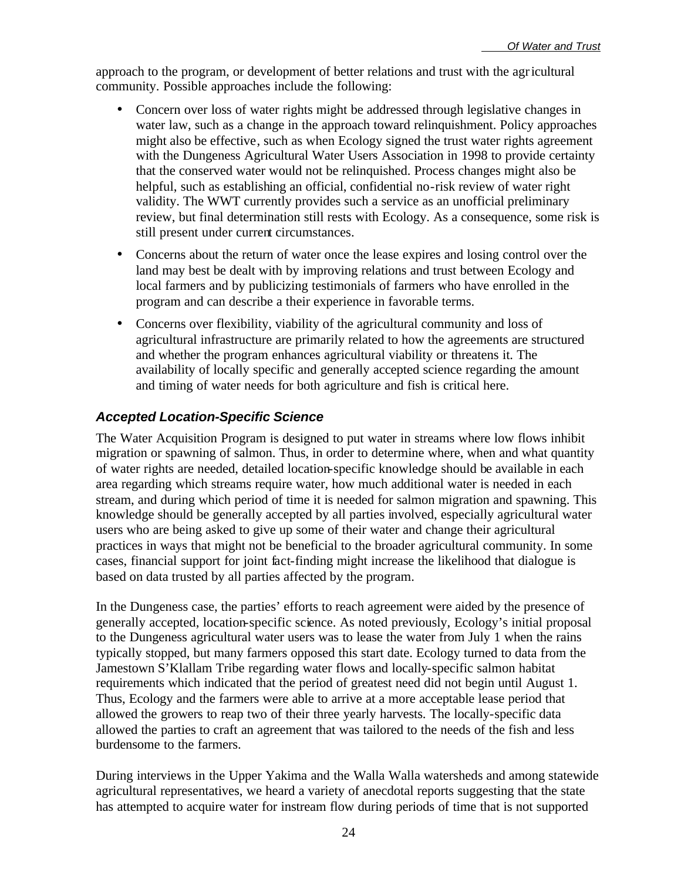approach to the program, or development of better relations and trust with the agricultural community. Possible approaches include the following:

- Concern over loss of water rights might be addressed through legislative changes in water law, such as a change in the approach toward relinquishment. Policy approaches might also be effective, such as when Ecology signed the trust water rights agreement with the Dungeness Agricultural Water Users Association in 1998 to provide certainty that the conserved water would not be relinquished. Process changes might also be helpful, such as establishing an official, confidential no-risk review of water right validity. The WWT currently provides such a service as an unofficial preliminary review, but final determination still rests with Ecology. As a consequence, some risk is still present under current circumstances.
- Concerns about the return of water once the lease expires and losing control over the land may best be dealt with by improving relations and trust between Ecology and local farmers and by publicizing testimonials of farmers who have enrolled in the program and can describe a their experience in favorable terms.
- Concerns over flexibility, viability of the agricultural community and loss of agricultural infrastructure are primarily related to how the agreements are structured and whether the program enhances agricultural viability or threatens it. The availability of locally specific and generally accepted science regarding the amount and timing of water needs for both agriculture and fish is critical here.

### *Accepted Location-Specific Science*

The Water Acquisition Program is designed to put water in streams where low flows inhibit migration or spawning of salmon. Thus, in order to determine where, when and what quantity of water rights are needed, detailed location-specific knowledge should be available in each area regarding which streams require water, how much additional water is needed in each stream, and during which period of time it is needed for salmon migration and spawning. This knowledge should be generally accepted by all parties involved, especially agricultural water users who are being asked to give up some of their water and change their agricultural practices in ways that might not be beneficial to the broader agricultural community. In some cases, financial support for joint fact-finding might increase the likelihood that dialogue is based on data trusted by all parties affected by the program.

In the Dungeness case, the parties' efforts to reach agreement were aided by the presence of generally accepted, location-specific science. As noted previously, Ecology's initial proposal to the Dungeness agricultural water users was to lease the water from July 1 when the rains typically stopped, but many farmers opposed this start date. Ecology turned to data from the Jamestown S'Klallam Tribe regarding water flows and locally-specific salmon habitat requirements which indicated that the period of greatest need did not begin until August 1. Thus, Ecology and the farmers were able to arrive at a more acceptable lease period that allowed the growers to reap two of their three yearly harvests. The locally-specific data allowed the parties to craft an agreement that was tailored to the needs of the fish and less burdensome to the farmers.

During interviews in the Upper Yakima and the Walla Walla watersheds and among statewide agricultural representatives, we heard a variety of anecdotal reports suggesting that the state has attempted to acquire water for instream flow during periods of time that is not supported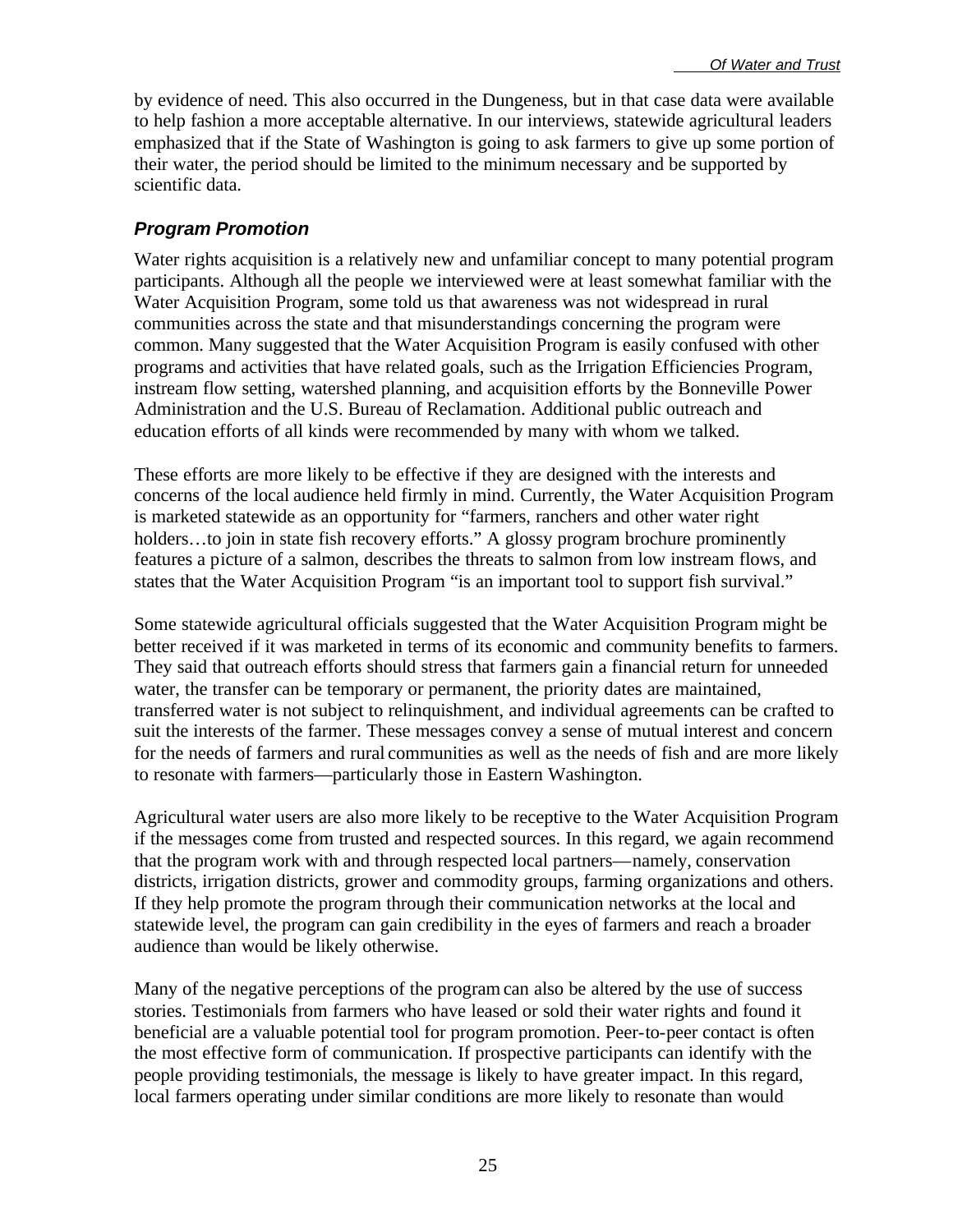by evidence of need. This also occurred in the Dungeness, but in that case data were available to help fashion a more acceptable alternative. In our interviews, statewide agricultural leaders emphasized that if the State of Washington is going to ask farmers to give up some portion of their water, the period should be limited to the minimum necessary and be supported by scientific data.

### *Program Promotion*

Water rights acquisition is a relatively new and unfamiliar concept to many potential program participants. Although all the people we interviewed were at least somewhat familiar with the Water Acquisition Program, some told us that awareness was not widespread in rural communities across the state and that misunderstandings concerning the program were common. Many suggested that the Water Acquisition Program is easily confused with other programs and activities that have related goals, such as the Irrigation Efficiencies Program, instream flow setting, watershed planning, and acquisition efforts by the Bonneville Power Administration and the U.S. Bureau of Reclamation. Additional public outreach and education efforts of all kinds were recommended by many with whom we talked.

These efforts are more likely to be effective if they are designed with the interests and concerns of the local audience held firmly in mind. Currently, the Water Acquisition Program is marketed statewide as an opportunity for "farmers, ranchers and other water right holders…to join in state fish recovery efforts." A glossy program brochure prominently features a picture of a salmon, describes the threats to salmon from low instream flows, and states that the Water Acquisition Program "is an important tool to support fish survival."

Some statewide agricultural officials suggested that the Water Acquisition Program might be better received if it was marketed in terms of its economic and community benefits to farmers. They said that outreach efforts should stress that farmers gain a financial return for unneeded water, the transfer can be temporary or permanent, the priority dates are maintained, transferred water is not subject to relinquishment, and individual agreements can be crafted to suit the interests of the farmer. These messages convey a sense of mutual interest and concern for the needs of farmers and rural communities as well as the needs of fish and are more likely to resonate with farmers—particularly those in Eastern Washington.

Agricultural water users are also more likely to be receptive to the Water Acquisition Program if the messages come from trusted and respected sources. In this regard, we again recommend that the program work with and through respected local partners—namely, conservation districts, irrigation districts, grower and commodity groups, farming organizations and others. If they help promote the program through their communication networks at the local and statewide level, the program can gain credibility in the eyes of farmers and reach a broader audience than would be likely otherwise.

Many of the negative perceptions of the program can also be altered by the use of success stories. Testimonials from farmers who have leased or sold their water rights and found it beneficial are a valuable potential tool for program promotion. Peer-to-peer contact is often the most effective form of communication. If prospective participants can identify with the people providing testimonials, the message is likely to have greater impact. In this regard, local farmers operating under similar conditions are more likely to resonate than would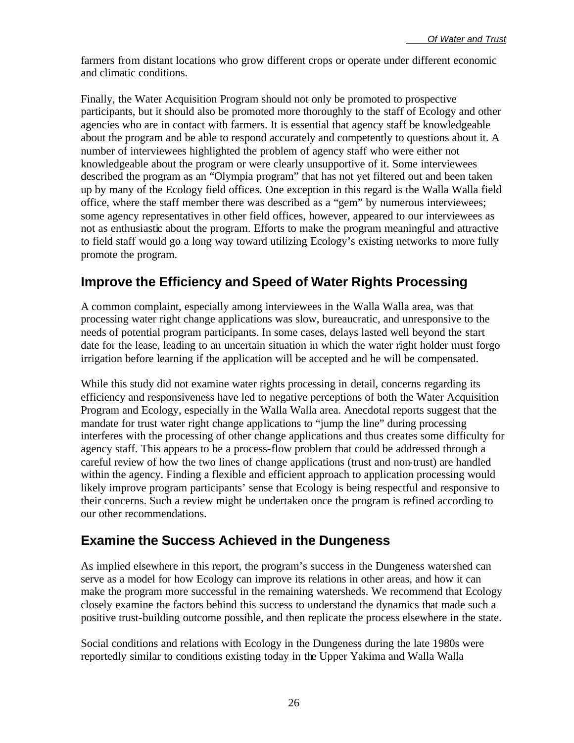farmers from distant locations who grow different crops or operate under different economic and climatic conditions.

Finally, the Water Acquisition Program should not only be promoted to prospective participants, but it should also be promoted more thoroughly to the staff of Ecology and other agencies who are in contact with farmers. It is essential that agency staff be knowledgeable about the program and be able to respond accurately and competently to questions about it. A number of interviewees highlighted the problem of agency staff who were either not knowledgeable about the program or were clearly unsupportive of it. Some interviewees described the program as an "Olympia program" that has not yet filtered out and been taken up by many of the Ecology field offices. One exception in this regard is the Walla Walla field office, where the staff member there was described as a "gem" by numerous interviewees; some agency representatives in other field offices, however, appeared to our interviewees as not as enthusiastic about the program. Efforts to make the program meaningful and attractive to field staff would go a long way toward utilizing Ecology's existing networks to more fully promote the program.

## Improve the Efficiency and Speed of Water Rights Processing

A common complaint, especially among interviewees in the Walla Walla area, was that processing water right change applications was slow, bureaucratic, and unresponsive to the needs of potential program participants. In some cases, delays lasted well beyond the start date for the lease, leading to an uncertain situation in which the water right holder must forgo irrigation before learning if the application will be accepted and he will be compensated.

While this study did not examine water rights processing in detail, concerns regarding its efficiency and responsiveness have led to negative perceptions of both the Water Acquisition Program and Ecology, especially in the Walla Walla area. Anecdotal reports suggest that the mandate for trust water right change applications to "jump the line" during processing interferes with the processing of other change applications and thus creates some difficulty for agency staff. This appears to be a process-flow problem that could be addressed through a careful review of how the two lines of change applications (trust and non-trust) are handled within the agency. Finding a flexible and efficient approach to application processing would likely improve program participants' sense that Ecology is being respectful and responsive to their concerns. Such a review might be undertaken once the program is refined according to our other recommendations.

## Examine the Success Achieved in the Dungeness

As implied elsewhere in this report, the program's success in the Dungeness watershed can serve as a model for how Ecology can improve its relations in other areas, and how it can make the program more successful in the remaining watersheds. We recommend that Ecology closely examine the factors behind this success to understand the dynamics that made such a positive trust-building outcome possible, and then replicate the process elsewhere in the state.

Social conditions and relations with Ecology in the Dungeness during the late 1980s were reportedly similar to conditions existing today in the Upper Yakima and Walla Walla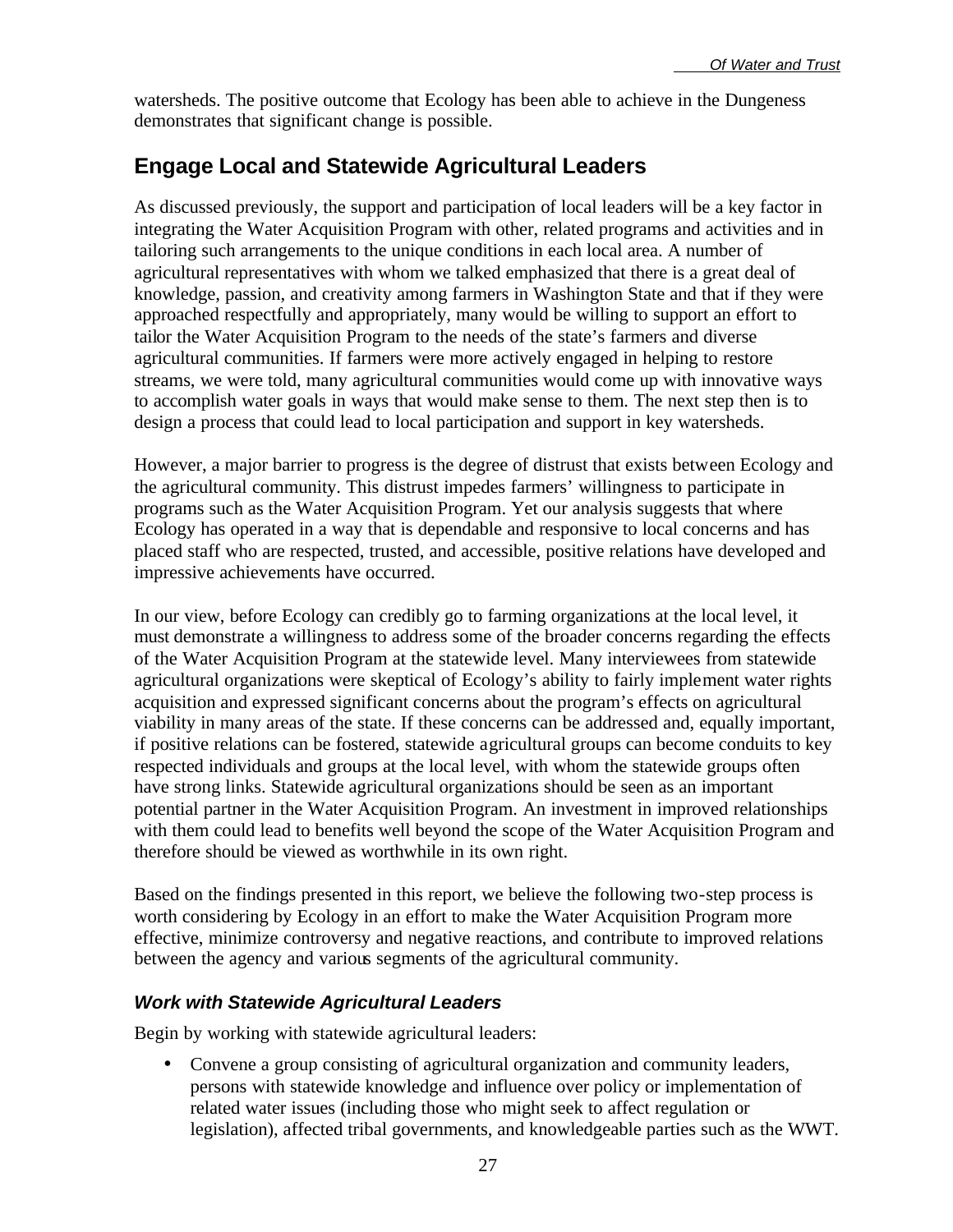watersheds. The positive outcome that Ecology has been able to achieve in the Dungeness demonstrates that significant change is possible.

## Engage Local and Statewide Agricultural Leaders

As discussed previously, the support and participation of local leaders will be a key factor in integrating the Water Acquisition Program with other, related programs and activities and in tailoring such arrangements to the unique conditions in each local area. A number of agricultural representatives with whom we talked emphasized that there is a great deal of knowledge, passion, and creativity among farmers in Washington State and that if they were approached respectfully and appropriately, many would be willing to support an effort to tailor the Water Acquisition Program to the needs of the state's farmers and diverse agricultural communities. If farmers were more actively engaged in helping to restore streams, we were told, many agricultural communities would come up with innovative ways to accomplish water goals in ways that would make sense to them. The next step then is to design a process that could lead to local participation and support in key watersheds.

However, a major barrier to progress is the degree of distrust that exists between Ecology and the agricultural community. This distrust impedes farmers' willingness to participate in programs such as the Water Acquisition Program. Yet our analysis suggests that where Ecology has operated in a way that is dependable and responsive to local concerns and has placed staff who are respected, trusted, and accessible, positive relations have developed and impressive achievements have occurred.

In our view, before Ecology can credibly go to farming organizations at the local level, it must demonstrate a willingness to address some of the broader concerns regarding the effects of the Water Acquisition Program at the statewide level. Many interviewees from statewide agricultural organizations were skeptical of Ecology's ability to fairly implement water rights acquisition and expressed significant concerns about the program's effects on agricultural viability in many areas of the state. If these concerns can be addressed and, equally important, if positive relations can be fostered, statewide agricultural groups can become conduits to key respected individuals and groups at the local level, with whom the statewide groups often have strong links. Statewide agricultural organizations should be seen as an important potential partner in the Water Acquisition Program. An investment in improved relationships with them could lead to benefits well beyond the scope of the Water Acquisition Program and therefore should be viewed as worthwhile in its own right.

Based on the findings presented in this report, we believe the following two-step process is worth considering by Ecology in an effort to make the Water Acquisition Program more effective, minimize controversy and negative reactions, and contribute to improved relations between the agency and various segments of the agricultural community.

### *Work with Statewide Agricultural Leaders*

Begin by working with statewide agricultural leaders:

- Convene a group consisting of agricultural organization and community leaders, persons with statewide knowledge and influence over policy or implementation of related water issues (including those who might seek to affect regulation or legislation), affected tribal governments, and knowledgeable parties such as the WWT.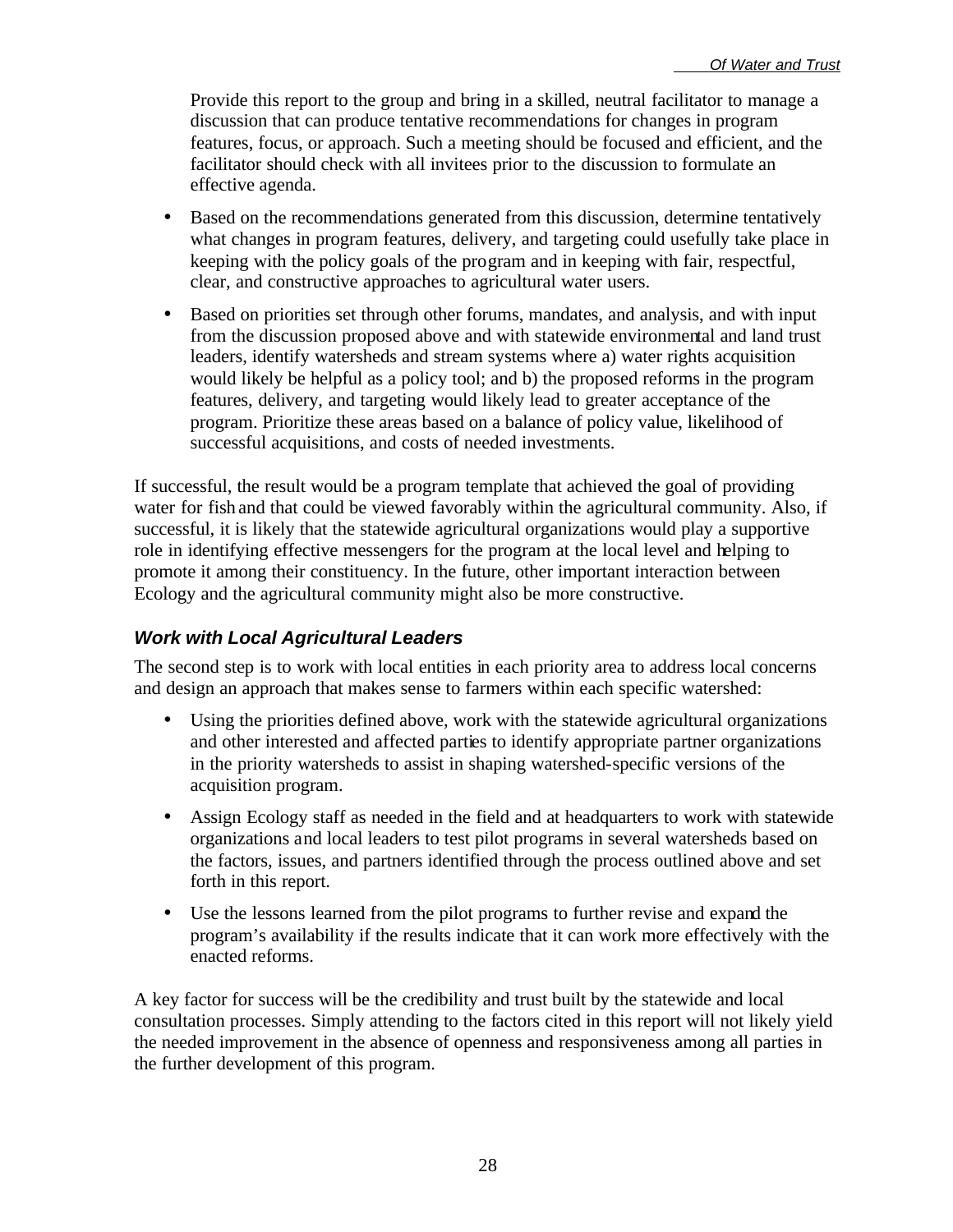Provide this report to the group and bring in a skilled, neutral facilitator to manage a discussion that can produce tentative recommendations for changes in program features, focus, or approach. Such a meeting should be focused and efficient, and the facilitator should check with all invitees prior to the discussion to formulate an effective agenda.

- Based on the recommendations generated from this discussion, determine tentatively what changes in program features, delivery, and targeting could usefully take place in keeping with the policy goals of the program and in keeping with fair, respectful, clear, and constructive approaches to agricultural water users.
- Based on priorities set through other forums, mandates, and analysis, and with input from the discussion proposed above and with statewide environmental and land trust leaders, identify watersheds and stream systems where a) water rights acquisition would likely be helpful as a policy tool; and b) the proposed reforms in the program features, delivery, and targeting would likely lead to greater acceptance of the program. Prioritize these areas based on a balance of policy value, likelihood of successful acquisitions, and costs of needed investments.

If successful, the result would be a program template that achieved the goal of providing water for fish and that could be viewed favorably within the agricultural community. Also, if successful, it is likely that the statewide agricultural organizations would play a supportive role in identifying effective messengers for the program at the local level and helping to promote it among their constituency. In the future, other important interaction between Ecology and the agricultural community might also be more constructive.

### *Work with Local Agricultural Leaders*

The second step is to work with local entities in each priority area to address local concerns and design an approach that makes sense to farmers within each specific watershed:

- Using the priorities defined above, work with the statewide agricultural organizations and other interested and affected parties to identify appropriate partner organizations in the priority watersheds to assist in shaping watershed-specific versions of the acquisition program.
- Assign Ecology staff as needed in the field and at headquarters to work with statewide organizations and local leaders to test pilot programs in several watersheds based on the factors, issues, and partners identified through the process outlined above and set forth in this report.
- Use the lessons learned from the pilot programs to further revise and expand the program's availability if the results indicate that it can work more effectively with the enacted reforms.

A key factor for success will be the credibility and trust built by the statewide and local consultation processes. Simply attending to the factors cited in this report will not likely yield the needed improvement in the absence of openness and responsiveness among all parties in the further development of this program.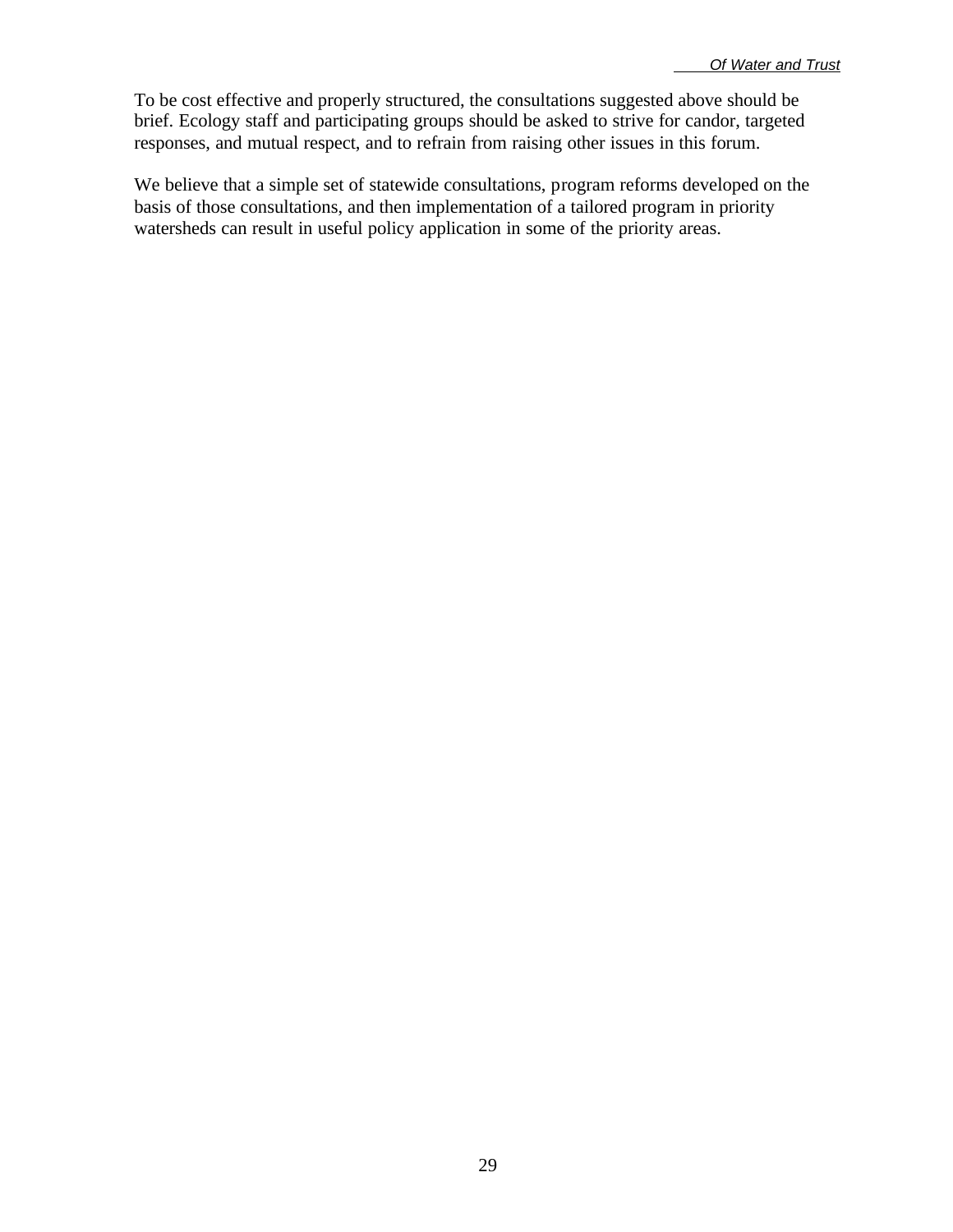To be cost effective and properly structured, the consultations suggested above should be brief. Ecology staff and participating groups should be asked to strive for candor, targeted responses, and mutual respect, and to refrain from raising other issues in this forum.

We believe that a simple set of statewide consultations, program reforms developed on the basis of those consultations, and then implementation of a tailored program in priority watersheds can result in useful policy application in some of the priority areas.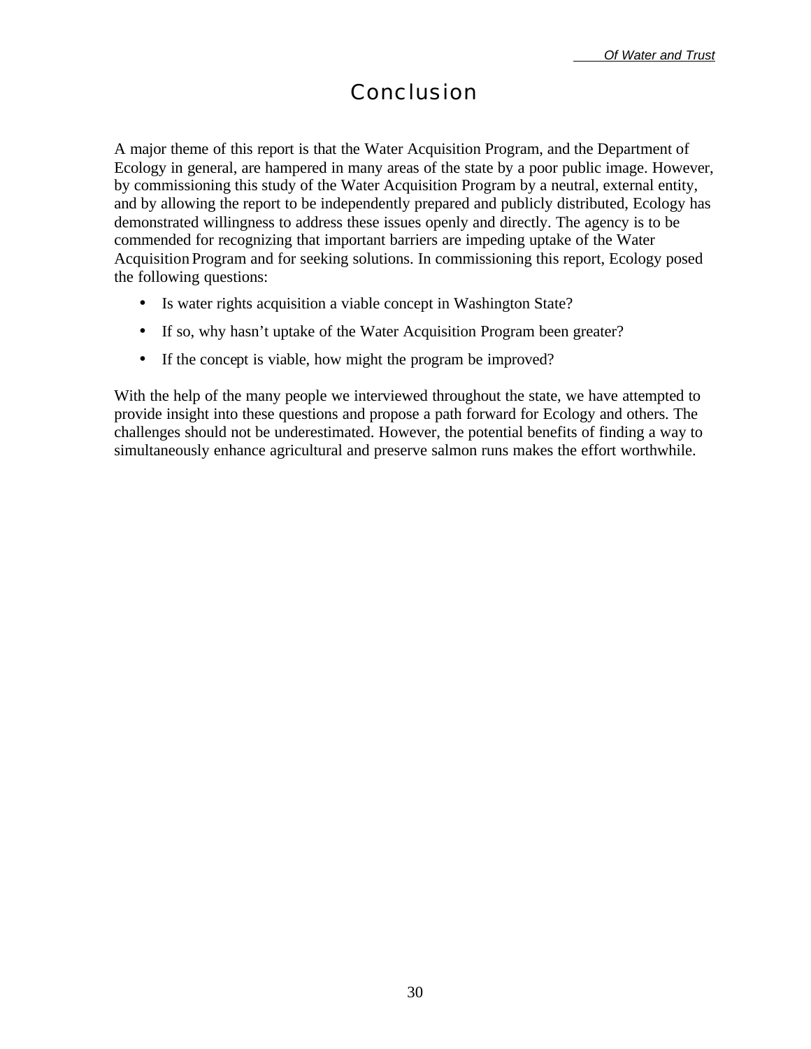# Conclusion

A major theme of this report is that the Water Acquisition Program, and the Department of Ecology in general, are hampered in many areas of the state by a poor public image. However, by commissioning this study of the Water Acquisition Program by a neutral, external entity, and by allowing the report to be independently prepared and publicly distributed, Ecology has demonstrated willingness to address these issues openly and directly. The agency is to be commended for recognizing that important barriers are impeding uptake of the Water Acquisition Program and for seeking solutions. In commissioning this report, Ecology posed the following questions:

- Is water rights acquisition a viable concept in Washington State?
- If so, why hasn't uptake of the Water Acquisition Program been greater?
- If the concept is viable, how might the program be improved?

With the help of the many people we interviewed throughout the state, we have attempted to provide insight into these questions and propose a path forward for Ecology and others. The challenges should not be underestimated. However, the potential benefits of finding a way to simultaneously enhance agricultural and preserve salmon runs makes the effort worthwhile.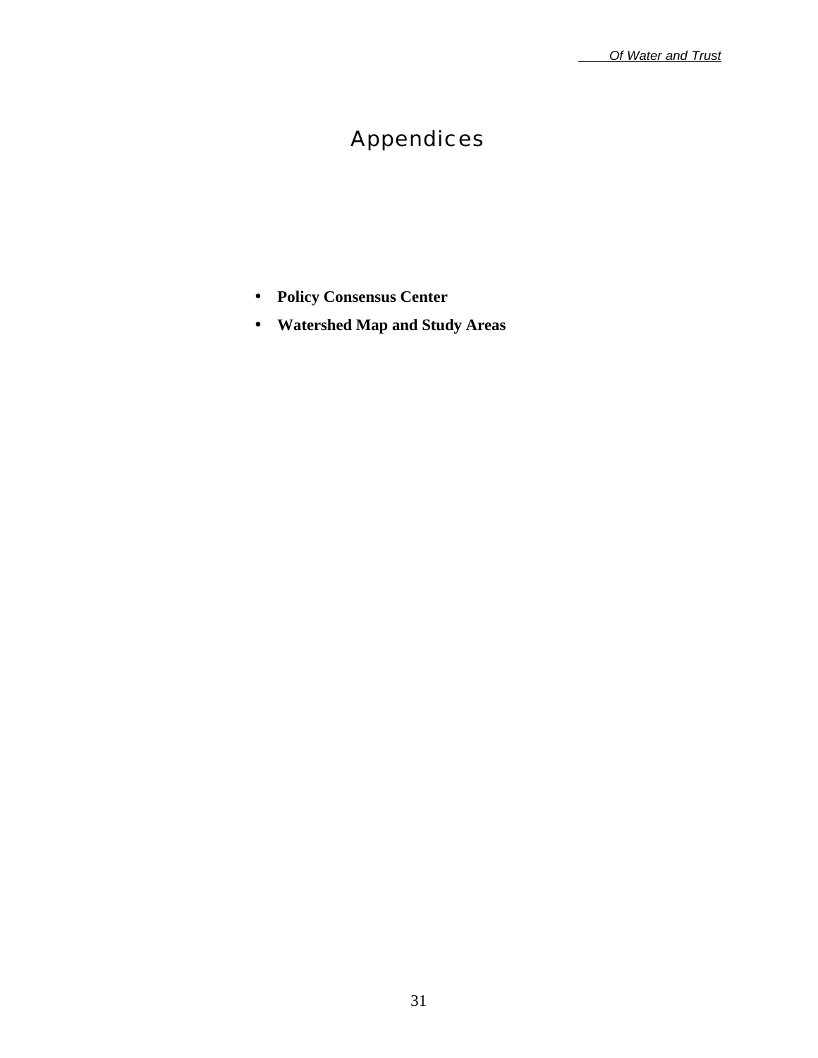# Appendices

- **Policy Consensus Center**
- **Watershed Map and Study Areas**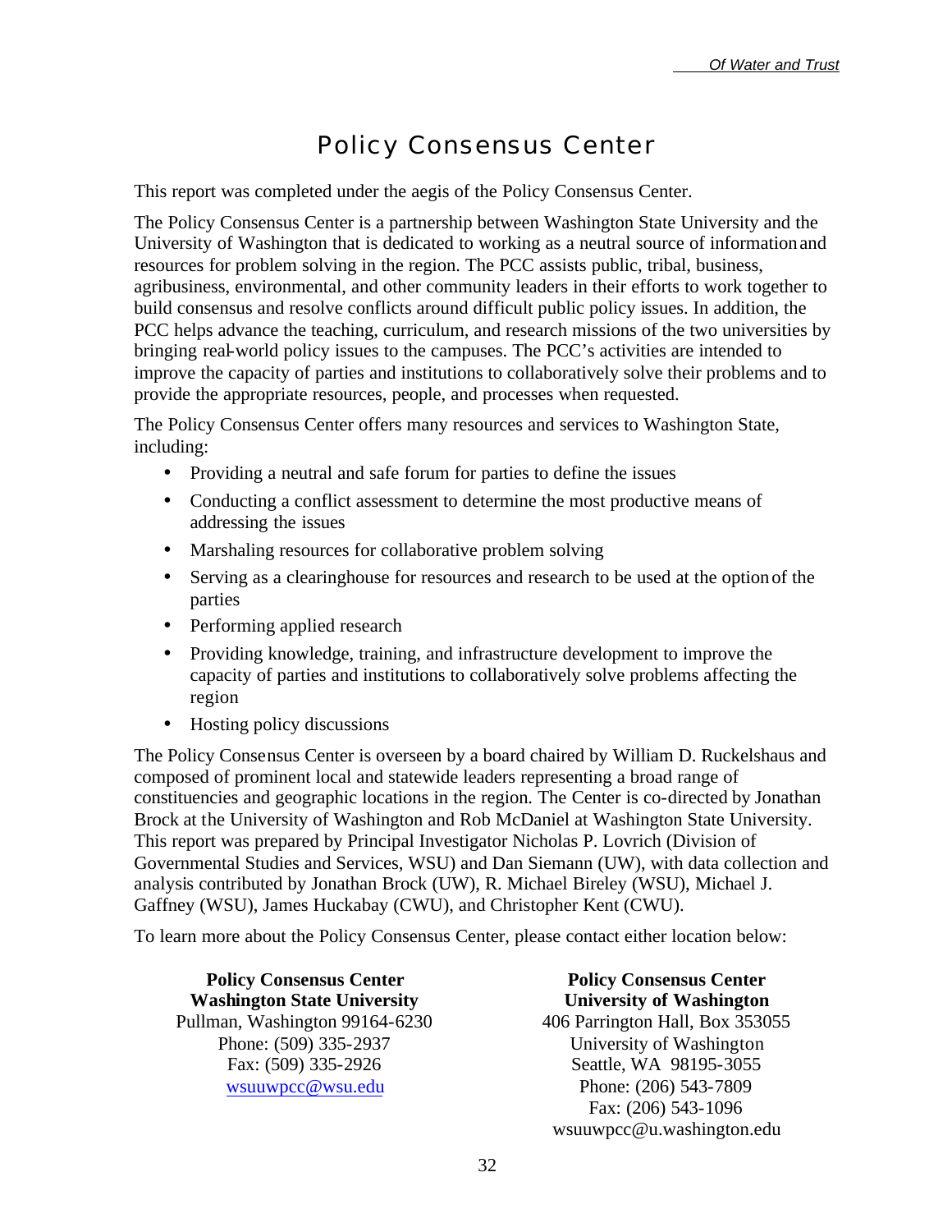# Policy Consensus Center

This report was completed under the aegis of the Policy Consensus Center.

The Policy Consensus Center is a partnership between Washington State University and the University of Washington that is dedicated to working as a neutral source of information and resources for problem solving in the region. The PCC assists public, tribal, business, agribusiness, environmental, and other community leaders in their efforts to work together to build consensus and resolve conflicts around difficult public policy issues. In addition, the PCC helps advance the teaching, curriculum, and research missions of the two universities by bringing real-world policy issues to the campuses. The PCC's activities are intended to improve the capacity of parties and institutions to collaboratively solve their problems and to provide the appropriate resources, people, and processes when requested.

The Policy Consensus Center offers many resources and services to Washington State, including:

- Providing a neutral and safe forum for parties to define the issues
- Conducting a conflict assessment to determine the most productive means of addressing the issues
- Marshaling resources for collaborative problem solving
- Serving as a clearinghouse for resources and research to be used at the option of the parties
- Performing applied research
- Providing knowledge, training, and infrastructure development to improve the capacity of parties and institutions to collaboratively solve problems affecting the region
- Hosting policy discussions

The Policy Consensus Center is overseen by a board chaired by William D. Ruckelshaus and composed of prominent local and statewide leaders representing a broad range of constituencies and geographic locations in the region. The Center is co-directed by Jonathan Brock at the University of Washington and Rob McDaniel at Washington State University. This report was prepared by Principal Investigator Nicholas P. Lovrich (Division of Governmental Studies and Services, WSU) and Dan Siemann (UW), with data collection and analysis contributed by Jonathan Brock (UW), R. Michael Bireley (WSU), Michael J. Gaffney (WSU), James Huckabay (CWU), and Christopher Kent (CWU).

To learn more about the Policy Consensus Center, please contact either location below:

**Policy Consensus Center**
**Washington State University**
Pullman, Washington 99164-6230
Phone: (509) 335-2937
Fax: (509) 335-2926
wsuuwpcc@wsu.edu

**Policy Consensus Center**
**University of Washington**
406 Parrington Hall, Box 353055
University of Washington
Seattle, WA 98195-3055
Phone: (206) 543-7809
Fax: (206) 543-1096
wsuuwpcc@u.washington.edu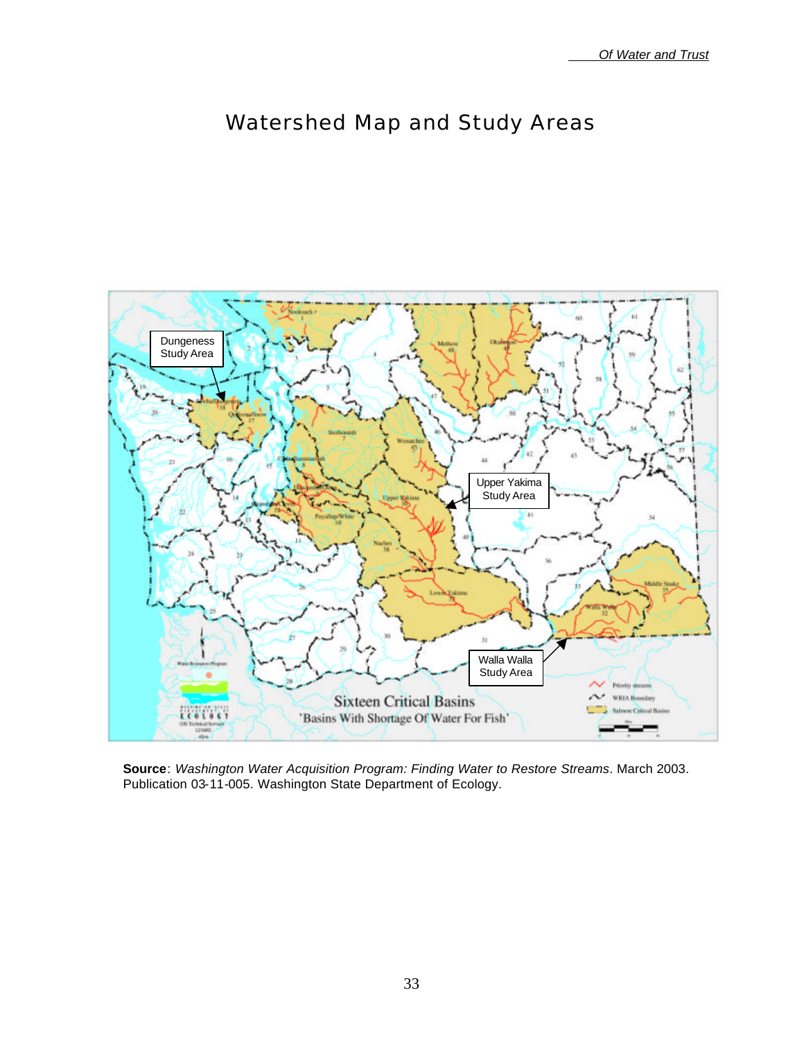# Watershed Map and Study Areas

Dungeness Study Area

Upper Yakima Study Area

Walla Walla Study Area

Sixteen Critical Basins

'Basins With Shortage Of Water For Fish'

**Source**: *Washington Water Acquisition Program: Finding Water to Restore Streams*. March 2003. Publication 03-11-005. Washington State Department of Ecology.